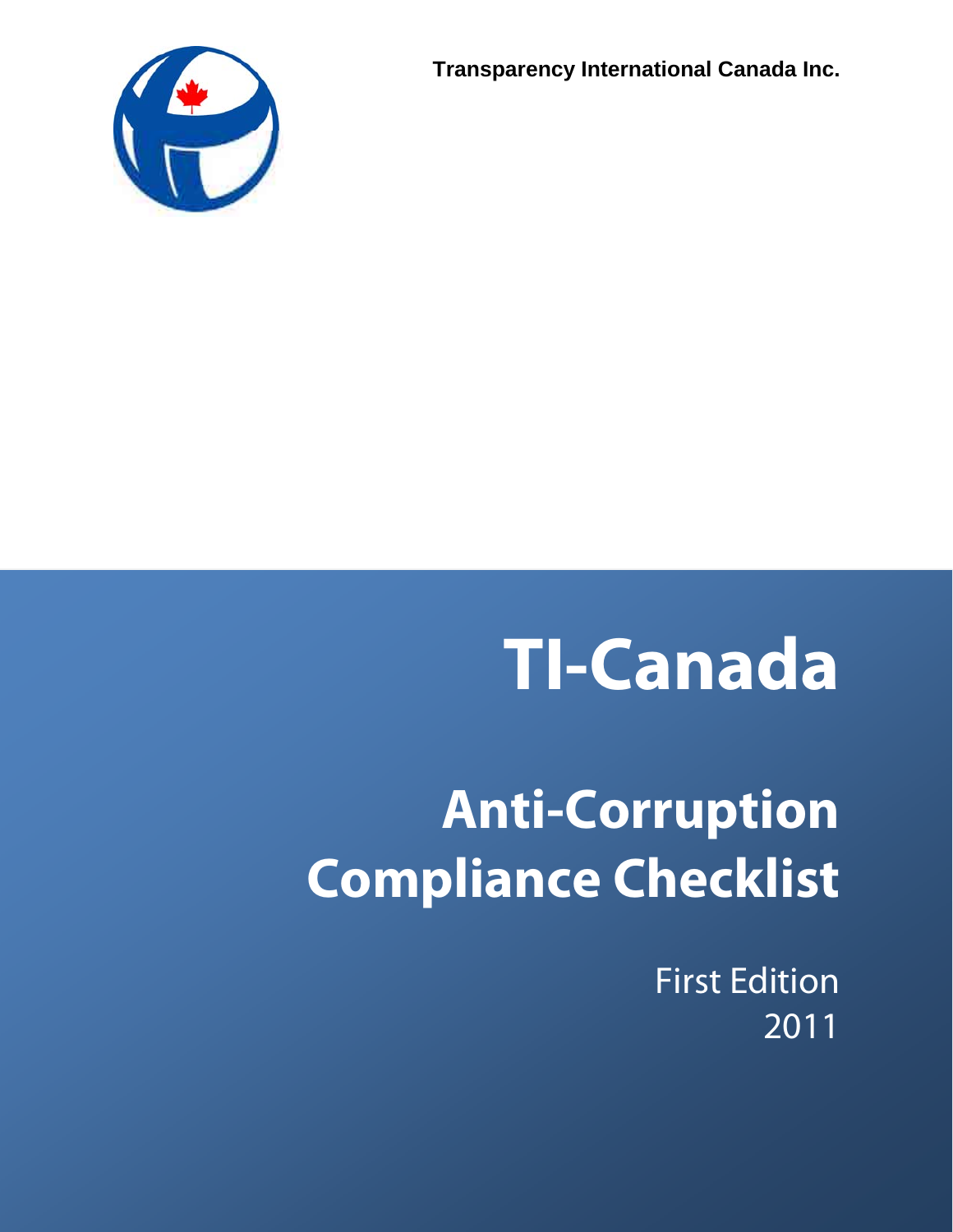**Transparency International Canada Inc.**

# TI-Canada

# Anti-Corruption Compliance Checklist

First Edition
2011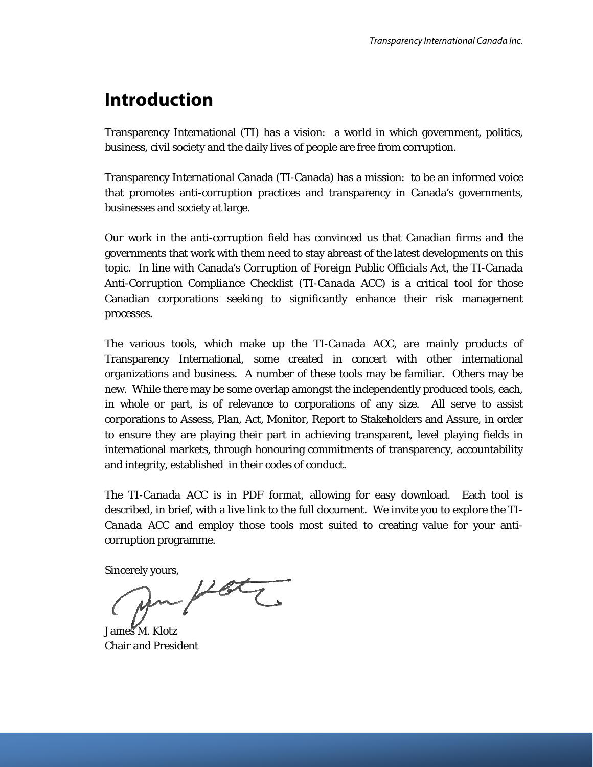# Introduction

Transparency International (TI) has a vision: a world in which government, politics, business, civil society and the daily lives of people are free from corruption.

Transparency International Canada (TI-Canada) has a mission: to be an informed voice that promotes anti-corruption practices and transparency in Canada's governments, businesses and society at large.

Our work in the anti-corruption field has convinced us that Canadian firms and the governments that work with them need to stay abreast of the latest developments on this topic. In line with Canada's *Corruption of Foreign Public Officials Act*, the *TI-Canada Anti-Corruption Compliance Checklist (TI-Canada ACC)* is a critical tool for those Canadian corporations seeking to significantly enhance their risk management processes.

The various tools, which make up the *TI-Canada ACC*, are mainly products of Transparency International, some created in concert with other international organizations and business. A number of these tools may be familiar. Others may be new. While there may be some overlap amongst the independently produced tools, each, in whole or part, is of relevance to corporations of any size. All serve to assist corporations to Assess, Plan, Act, Monitor, Report to Stakeholders and Assure, in order to ensure they are playing their part in achieving transparent, level playing fields in international markets, through honouring commitments of transparency, accountability and integrity, established in their codes of conduct.

The *TI-Canada ACC* is in PDF format, allowing for easy download. Each tool is described, in brief, with a live link to the full document. We invite you to explore the *TI-Canada ACC* and employ those tools most suited to creating value for your anti-corruption programme.

Sincerely yours,

James M. Klotz
Chair and President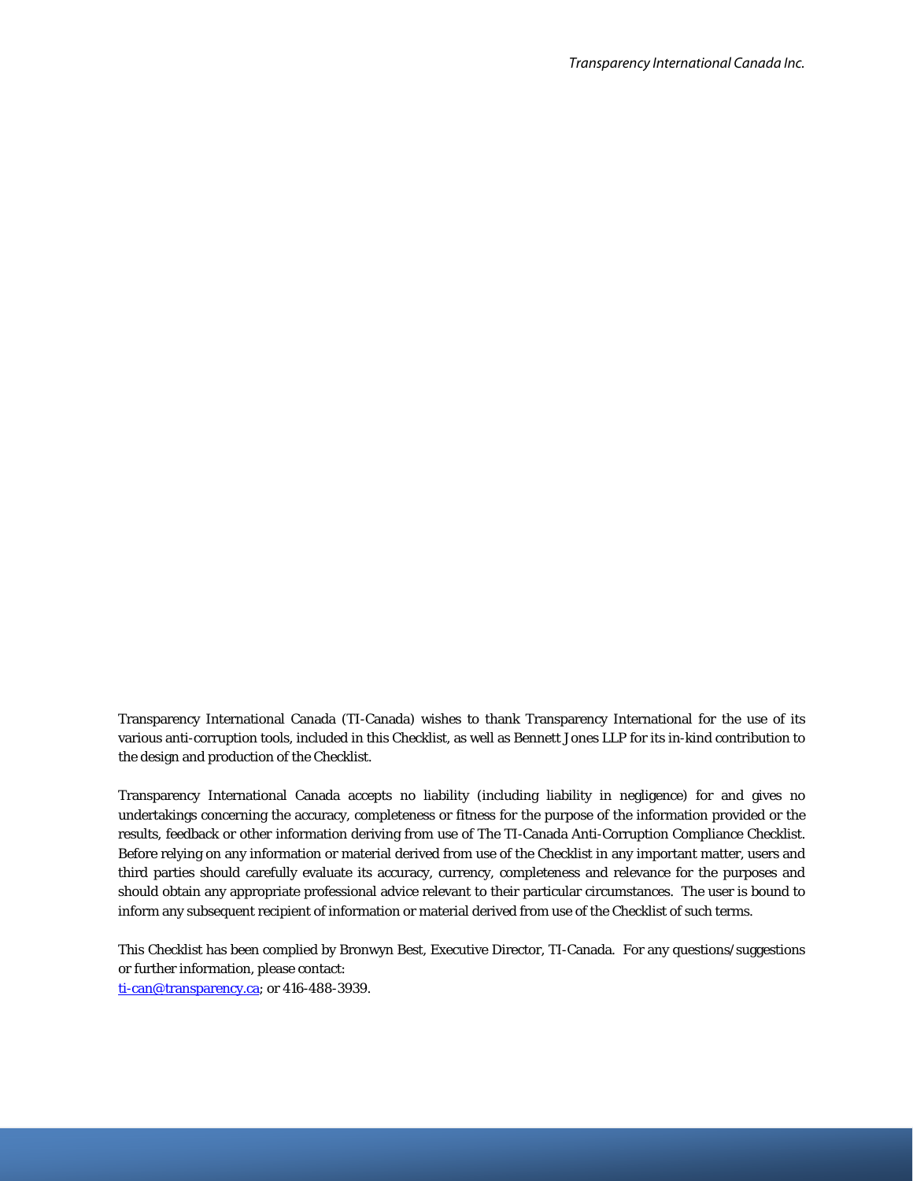Transparency International Canada (TI-Canada) wishes to thank Transparency International for the use of its various anti-corruption tools, included in this Checklist, as well as Bennett Jones LLP for its in-kind contribution to the design and production of the Checklist.

Transparency International Canada accepts no liability (including liability in negligence) for and gives no undertakings concerning the accuracy, completeness or fitness for the purpose of the information provided or the results, feedback or other information deriving from use of The TI-Canada Anti-Corruption Compliance Checklist. Before relying on any information or material derived from use of the Checklist in any important matter, users and third parties should carefully evaluate its accuracy, currency, completeness and relevance for the purposes and should obtain any appropriate professional advice relevant to their particular circumstances. The user is bound to inform any subsequent recipient of information or material derived from use of the Checklist of such terms.

This Checklist has been complied by Bronwyn Best, Executive Director, TI-Canada. For any questions/suggestions or further information, please contact:
ti-can@transparency.ca; or 416-488-3939.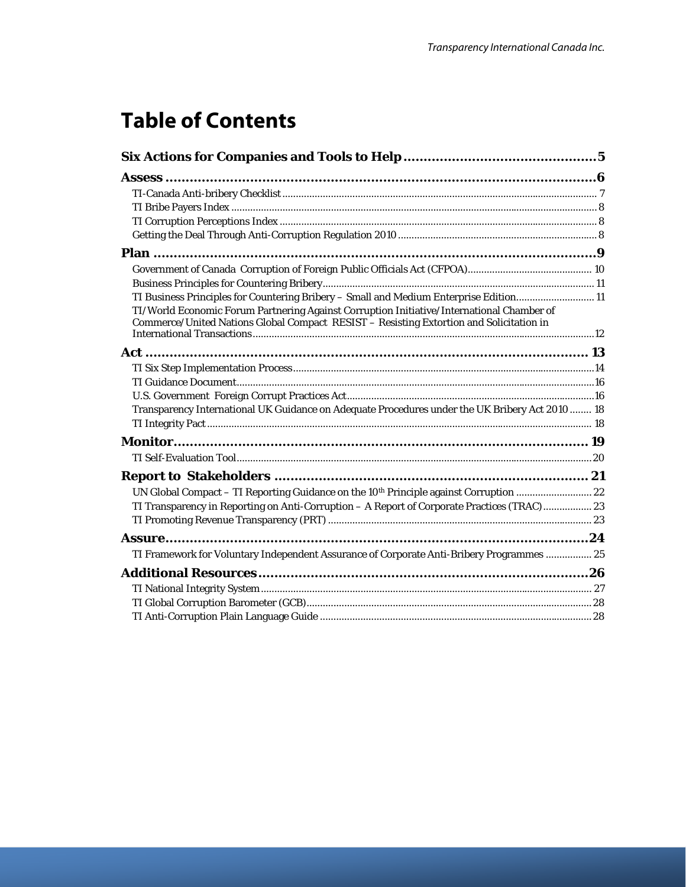# Table of Contents

**Six Actions for Companies and Tools to Help** ........................................ 5

**Assess** ........................................ 6

- TI-Canada Anti-bribery Checklist ........................................ 7
- TI Bribe Payers Index ........................................ 8
- TI Corruption Perceptions Index ........................................ 8
- Getting the Deal Through Anti-Corruption Regulation 2010 ........................................ 8

**Plan** ........................................ 9

- Government of Canada Corruption of Foreign Public Officials Act (CFPOA) ........................................ 10
- Business Principles for Countering Bribery ........................................ 11
- TI Business Principles for Countering Bribery – Small and Medium Enterprise Edition ........................................ 11
- TI/World Economic Forum Partnering Against Corruption Initiative/International Chamber of Commerce/United Nations Global Compact RESIST – Resisting Extortion and Solicitation in International Transactions ........................................ 12

**Act** ........................................ 13

- TI Six Step Implementation Process ........................................ 14
- TI Guidance Document ........................................ 16
- U.S. Government Foreign Corrupt Practices Act ........................................ 16
- Transparency International UK Guidance on Adequate Procedures under the UK Bribery Act 2010 ........................................ 18
- TI Integrity Pact ........................................ 18

**Monitor** ........................................ 19

- TI Self-Evaluation Tool ........................................ 20

**Report to Stakeholders** ........................................ 21

- UN Global Compact – TI Reporting Guidance on the 10th Principle against Corruption ........................................ 22
- TI Transparency in Reporting on Anti-Corruption – A Report of Corporate Practices (TRAC) ........................................ 23
- TI Promoting Revenue Transparency (PRT) ........................................ 23

**Assure** ........................................ 24

- TI Framework for Voluntary Independent Assurance of Corporate Anti-Bribery Programmes ........................................ 25

**Additional Resources** ........................................ 26

- TI National Integrity System ........................................ 27
- TI Global Corruption Barometer (GCB) ........................................ 28
- TI Anti-Corruption Plain Language Guide ........................................ 28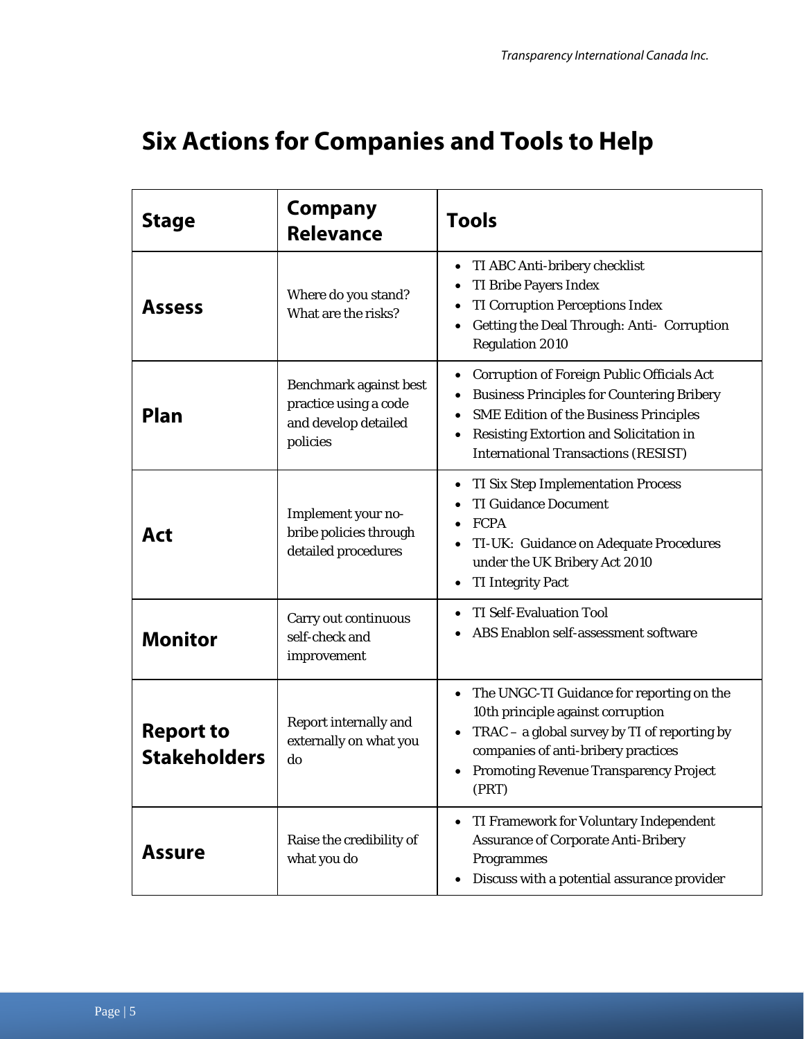# Six Actions for Companies and Tools to Help

| Stage | Company Relevance | Tools |
|---|---|---|
| **Assess** | Where do you stand? What are the risks? | • TI ABC Anti-bribery checklist<br>• TI Bribe Payers Index<br>• TI Corruption Perceptions Index<br>• Getting the Deal Through: Anti- Corruption Regulation 2010 |
| **Plan** | Benchmark against best practice using a code and develop detailed policies | • Corruption of Foreign Public Officials Act<br>• Business Principles for Countering Bribery<br>• SME Edition of the Business Principles<br>• Resisting Extortion and Solicitation in International Transactions (RESIST) |
| **Act** | Implement your no-bribe policies through detailed procedures | • TI Six Step Implementation Process<br>• TI Guidance Document<br>• FCPA<br>• TI-UK: Guidance on Adequate Procedures under the UK Bribery Act 2010<br>• TI Integrity Pact |
| **Monitor** | Carry out continuous self-check and improvement | • TI Self-Evaluation Tool<br>• ABS Enablon self-assessment software |
| **Report to Stakeholders** | Report internally and externally on what you do | • The UNGC-TI Guidance for reporting on the 10th principle against corruption<br>• TRAC – a global survey by TI of reporting by companies of anti-bribery practices<br>• Promoting Revenue Transparency Project (PRT) |
| **Assure** | Raise the credibility of what you do | • TI Framework for Voluntary Independent Assurance of Corporate Anti-Bribery Programmes<br>• Discuss with a potential assurance provider |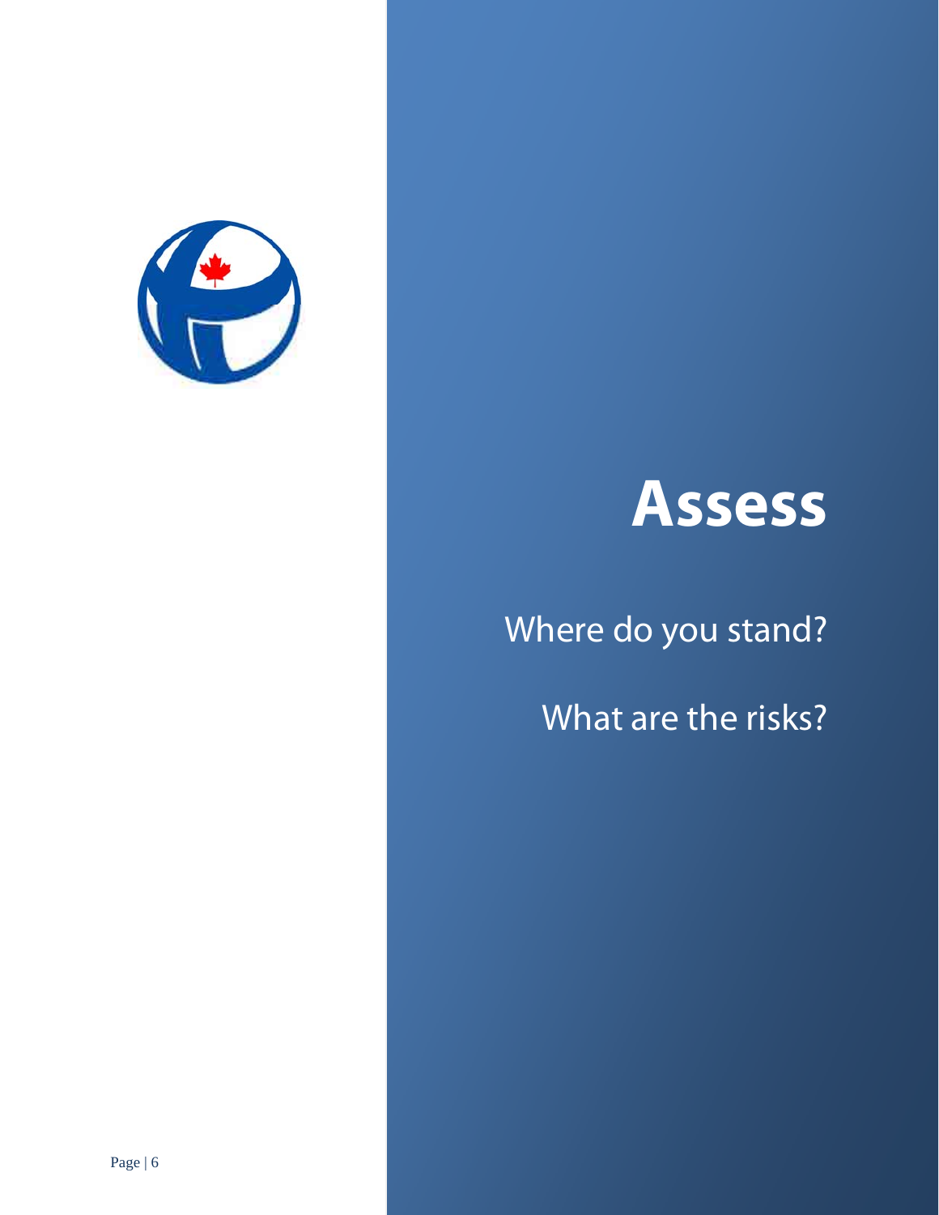# Assess

Where do you stand?

What are the risks?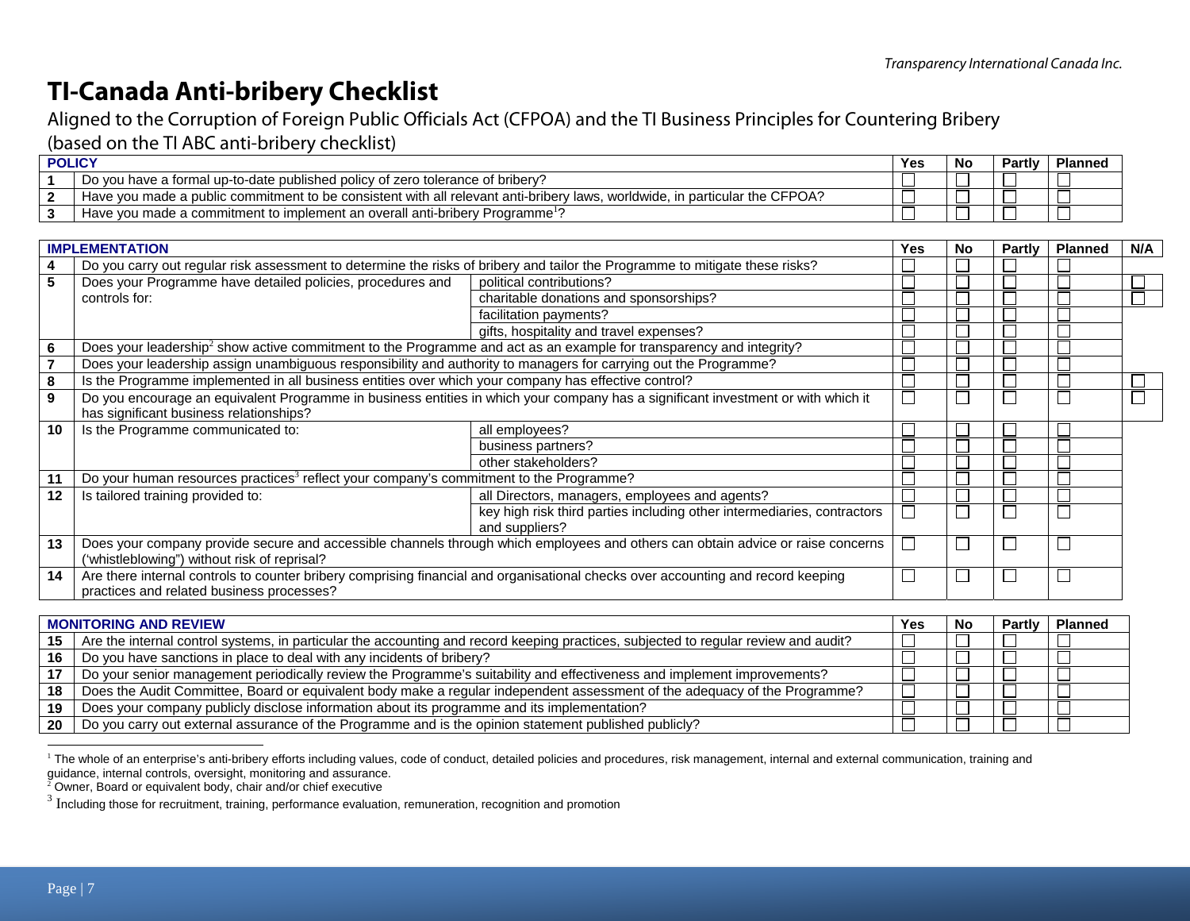*Transparency International Canada Inc.*

# TI-Canada Anti-bribery Checklist

Aligned to the Corruption of Foreign Public Officials Act (CFPOA) and the TI Business Principles for Countering Bribery (based on the TI ABC anti-bribery checklist)

| | POLICY | Yes | No | Partly | Planned |
|---|---|---|---|---|---|
| 1 | Do you have a formal up-to-date published policy of zero tolerance of bribery? | ☐ | ☐ | ☐ | ☐ |
| 2 | Have you made a public commitment to be consistent with all relevant anti-bribery laws, worldwide, in particular the CFPOA? | ☐ | ☐ | ☐ | ☐ |
| 3 | Have you made a commitment to implement an overall anti-bribery Programme[1]? | ☐ | ☐ | ☐ | ☐ |

| | IMPLEMENTATION | | Yes | No | Partly | Planned | N/A |
|---|---|---|---|---|---|---|---|
| 4 | Do you carry out regular risk assessment to determine the risks of bribery and tailor the Programme to mitigate these risks? | | ☐ | ☐ | ☐ | ☐ | |
| 5 | Does your Programme have detailed policies, procedures and controls for: | political contributions? | ☐ | ☐ | ☐ | ☐ | ☐ |
| | | charitable donations and sponsorships? | ☐ | ☐ | ☐ | ☐ | ☐ |
| | | facilitation payments? | ☐ | ☐ | ☐ | ☐ | |
| | | gifts, hospitality and travel expenses? | ☐ | ☐ | ☐ | ☐ | |
| 6 | Does your leadership[2] show active commitment to the Programme and act as an example for transparency and integrity? | | ☐ | ☐ | ☐ | ☐ | |
| 7 | Does your leadership assign unambiguous responsibility and authority to managers for carrying out the Programme? | | ☐ | ☐ | ☐ | ☐ | |
| 8 | Is the Programme implemented in all business entities over which your company has effective control? | | ☐ | ☐ | ☐ | ☐ | ☐ |
| 9 | Do you encourage an equivalent Programme in business entities in which your company has a significant investment or with which it has significant business relationships? | | ☐ | ☐ | ☐ | ☐ | ☐ |
| 10 | Is the Programme communicated to: | all employees? | ☐ | ☐ | ☐ | ☐ | |
| | | business partners? | ☐ | ☐ | ☐ | ☐ | |
| | | other stakeholders? | ☐ | ☐ | ☐ | ☐ | |
| 11 | Do your human resources practices[3] reflect your company's commitment to the Programme? | | ☐ | ☐ | ☐ | ☐ | |
| 12 | Is tailored training provided to: | all Directors, managers, employees and agents? | ☐ | ☐ | ☐ | ☐ | |
| | | key high risk third parties including other intermediaries, contractors and suppliers? | ☐ | ☐ | ☐ | ☐ | |
| 13 | Does your company provide secure and accessible channels through which employees and others can obtain advice or raise concerns ('whistleblowing") without risk of reprisal? | | ☐ | ☐ | ☐ | ☐ | |
| 14 | Are there internal controls to counter bribery comprising financial and organisational checks over accounting and record keeping practices and related business processes? | | ☐ | ☐ | ☐ | ☐ | |

| | MONITORING AND REVIEW | Yes | No | Partly | Planned |
|---|---|---|---|---|---|
| 15 | Are the internal control systems, in particular the accounting and record keeping practices, subjected to regular review and audit? | ☐ | ☐ | ☐ | ☐ |
| 16 | Do you have sanctions in place to deal with any incidents of bribery? | ☐ | ☐ | ☐ | ☐ |
| 17 | Do your senior management periodically review the Programme's suitability and effectiveness and implement improvements? | ☐ | ☐ | ☐ | ☐ |
| 18 | Does the Audit Committee, Board or equivalent body make a regular independent assessment of the adequacy of the Programme? | ☐ | ☐ | ☐ | ☐ |
| 19 | Does your company publicly disclose information about its programme and its implementation? | ☐ | ☐ | ☐ | ☐ |
| 20 | Do you carry out external assurance of the Programme and is the opinion statement published publicly? | ☐ | ☐ | ☐ | ☐ |

[1] The whole of an enterprise's anti-bribery efforts including values, code of conduct, detailed policies and procedures, risk management, internal and external communication, training and guidance, internal controls, oversight, monitoring and assurance.

[2] Owner, Board or equivalent body, chair and/or chief executive

[3] Including those for recruitment, training, performance evaluation, remuneration, recognition and promotion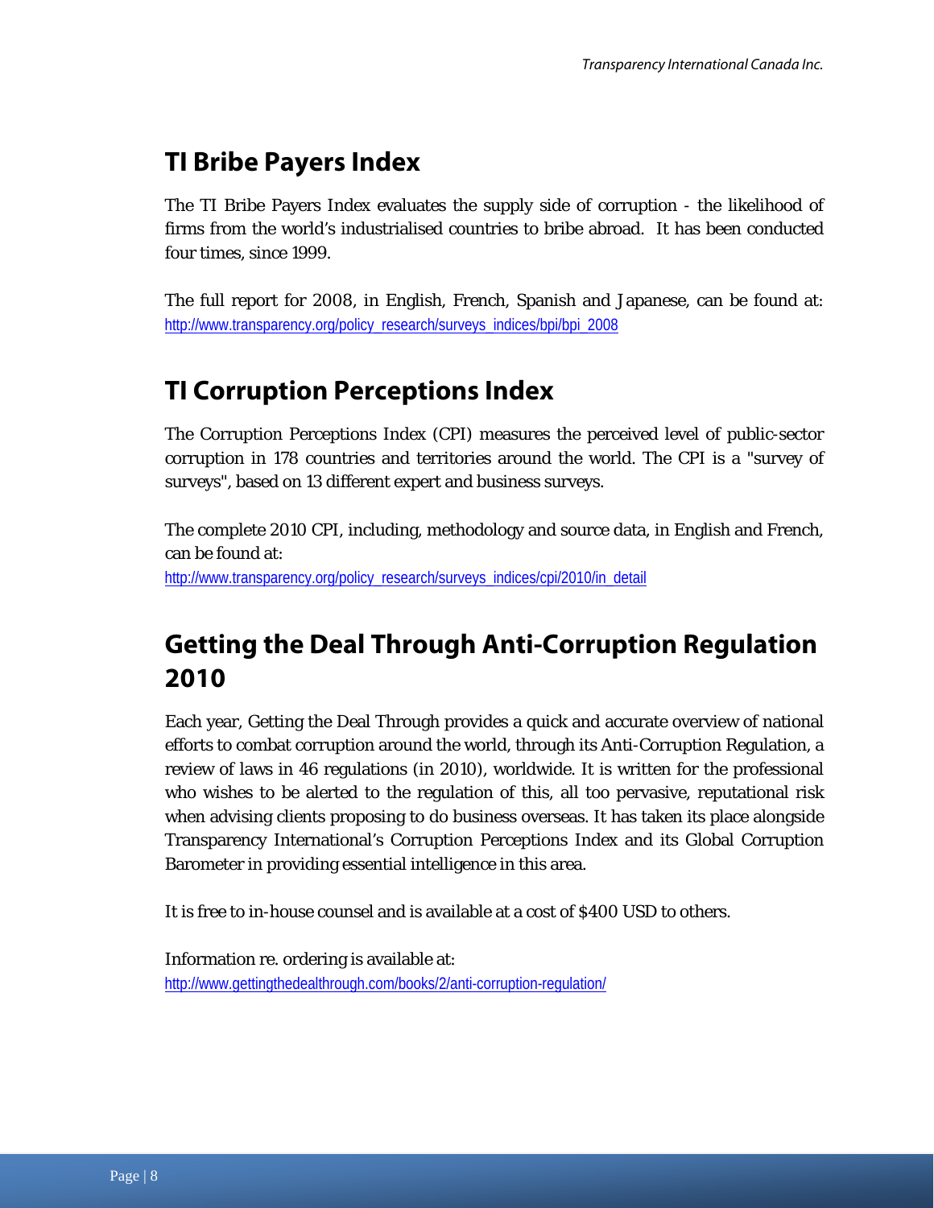## TI Bribe Payers Index

The TI Bribe Payers Index evaluates the supply side of corruption - the likelihood of firms from the world's industrialised countries to bribe abroad. It has been conducted four times, since 1999.

The full report for 2008, in English, French, Spanish and Japanese, can be found at: http://www.transparency.org/policy_research/surveys_indices/bpi/bpi_2008

## TI Corruption Perceptions Index

The Corruption Perceptions Index (CPI) measures the perceived level of public-sector corruption in 178 countries and territories around the world. The CPI is a "survey of surveys", based on 13 different expert and business surveys.

The complete 2010 CPI, including, methodology and source data, in English and French, can be found at:
http://www.transparency.org/policy_research/surveys_indices/cpi/2010/in_detail

## Getting the Deal Through Anti-Corruption Regulation 2010

Each year, Getting the Deal Through provides a quick and accurate overview of national efforts to combat corruption around the world, through its Anti-Corruption Regulation, a review of laws in 46 regulations (in 2010), worldwide. It is written for the professional who wishes to be alerted to the regulation of this, all too pervasive, reputational risk when advising clients proposing to do business overseas. It has taken its place alongside Transparency International's Corruption Perceptions Index and its Global Corruption Barometer in providing essential intelligence in this area.

It is free to in-house counsel and is available at a cost of $400 USD to others.

Information re. ordering is available at:
http://www.gettingthedealthrough.com/books/2/anti-corruption-regulation/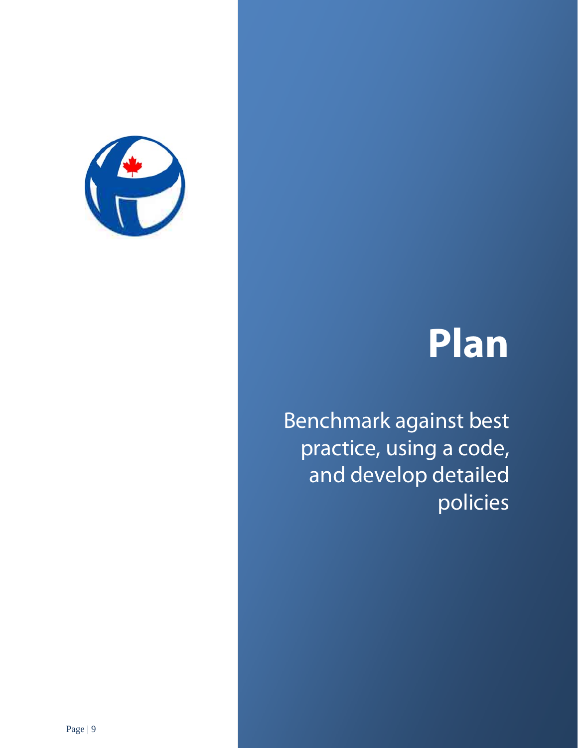# Plan

Benchmark against best practice, using a code, and develop detailed policies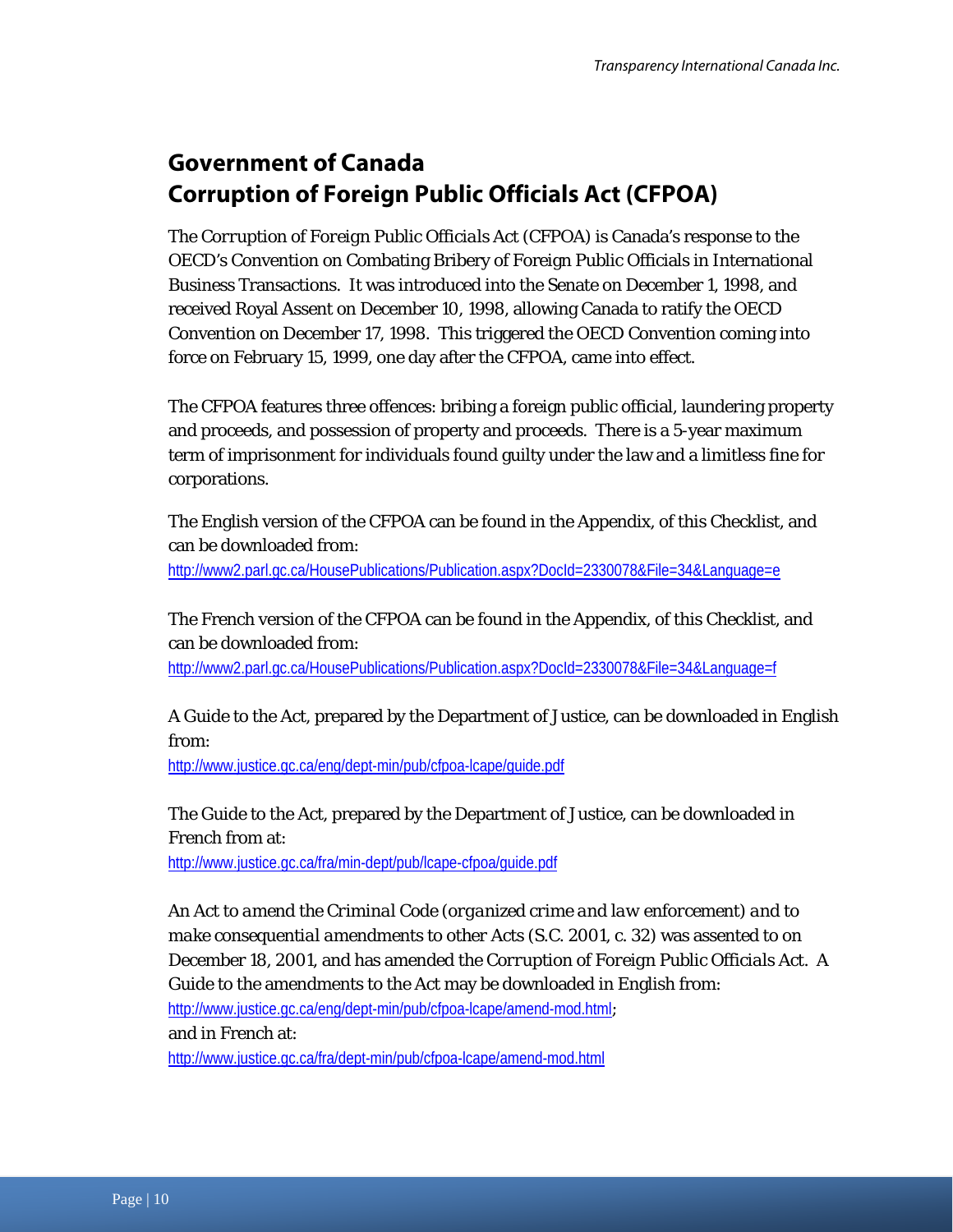## Government of Canada
## Corruption of Foreign Public Officials Act (CFPOA)

The *Corruption of Foreign Public Officials Act* (CFPOA) is Canada's response to the OECD's Convention on Combating Bribery of Foreign Public Officials in International Business Transactions. It was introduced into the Senate on December 1, 1998, and received Royal Assent on December 10, 1998, allowing Canada to ratify the OECD Convention on December 17, 1998. This triggered the OECD Convention coming into force on February 15, 1999, one day after the CFPOA, came into effect.

The CFPOA features three offences: bribing a foreign public official, laundering property and proceeds, and possession of property and proceeds. There is a 5-year maximum term of imprisonment for individuals found guilty under the law and a limitless fine for corporations.

The English version of the CFPOA can be found in the Appendix, of this Checklist, and can be downloaded from:
http://www2.parl.gc.ca/HousePublications/Publication.aspx?DocId=2330078&File=34&Language=e

The French version of the CFPOA can be found in the Appendix, of this Checklist, and can be downloaded from:
http://www2.parl.gc.ca/HousePublications/Publication.aspx?DocId=2330078&File=34&Language=f

A Guide to the Act, prepared by the Department of Justice, can be downloaded in English from:
http://www.justice.gc.ca/eng/dept-min/pub/cfpoa-lcape/guide.pdf

The Guide to the Act, prepared by the Department of Justice, can be downloaded in French from at:
http://www.justice.gc.ca/fra/min-dept/pub/lcape-cfpoa/guide.pdf

*An Act to amend the Criminal Code (organized crime and law enforcement) and to make consequential amendments to other Acts* (S.C. 2001, c. 32) was assented to on December 18, 2001, and has amended the *Corruption of Foreign Public Officials Act*. A Guide to the amendments to the Act may be downloaded in English from:
http://www.justice.gc.ca/eng/dept-min/pub/cfpoa-lcape/amend-mod.html;
and in French at:
http://www.justice.gc.ca/fra/dept-min/pub/cfpoa-lcape/amend-mod.html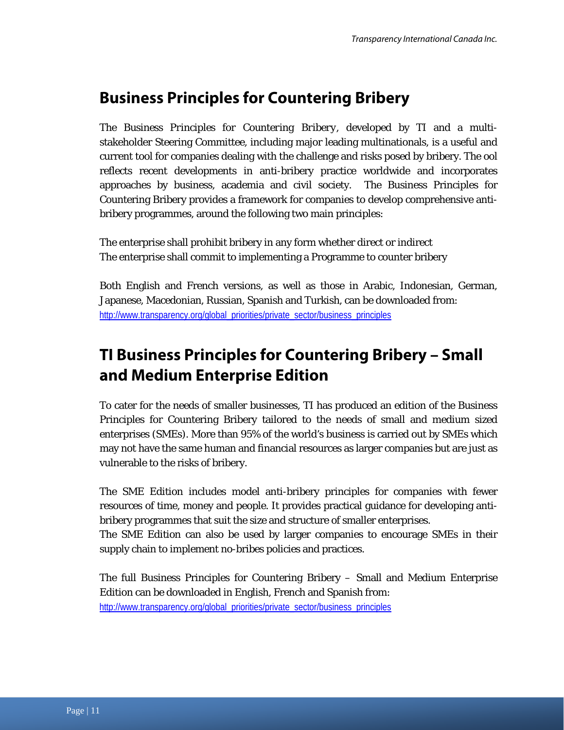## Business Principles for Countering Bribery

The Business Principles for Countering Bribery, developed by TI and a multi-stakeholder Steering Committee, including major leading multinationals, is a useful and current tool for companies dealing with the challenge and risks posed by bribery. The ool reflects recent developments in anti-bribery practice worldwide and incorporates approaches by business, academia and civil society. The Business Principles for Countering Bribery provides a framework for companies to develop comprehensive anti-bribery programmes, around the following two main principles:

The enterprise shall prohibit bribery in any form whether direct or indirect
The enterprise shall commit to implementing a Programme to counter bribery

Both English and French versions, as well as those in Arabic, Indonesian, German, Japanese, Macedonian, Russian, Spanish and Turkish, can be downloaded from:
http://www.transparency.org/global_priorities/private_sector/business_principles

## TI Business Principles for Countering Bribery – Small and Medium Enterprise Edition

To cater for the needs of smaller businesses, TI has produced an edition of the Business Principles for Countering Bribery tailored to the needs of small and medium sized enterprises (SMEs). More than 95% of the world's business is carried out by SMEs which may not have the same human and financial resources as larger companies but are just as vulnerable to the risks of bribery.

The SME Edition includes model anti-bribery principles for companies with fewer resources of time, money and people. It provides practical guidance for developing anti-bribery programmes that suit the size and structure of smaller enterprises.
The SME Edition can also be used by larger companies to encourage SMEs in their supply chain to implement no-bribes policies and practices.

The full Business Principles for Countering Bribery – Small and Medium Enterprise Edition can be downloaded in English, French and Spanish from:
http://www.transparency.org/global_priorities/private_sector/business_principles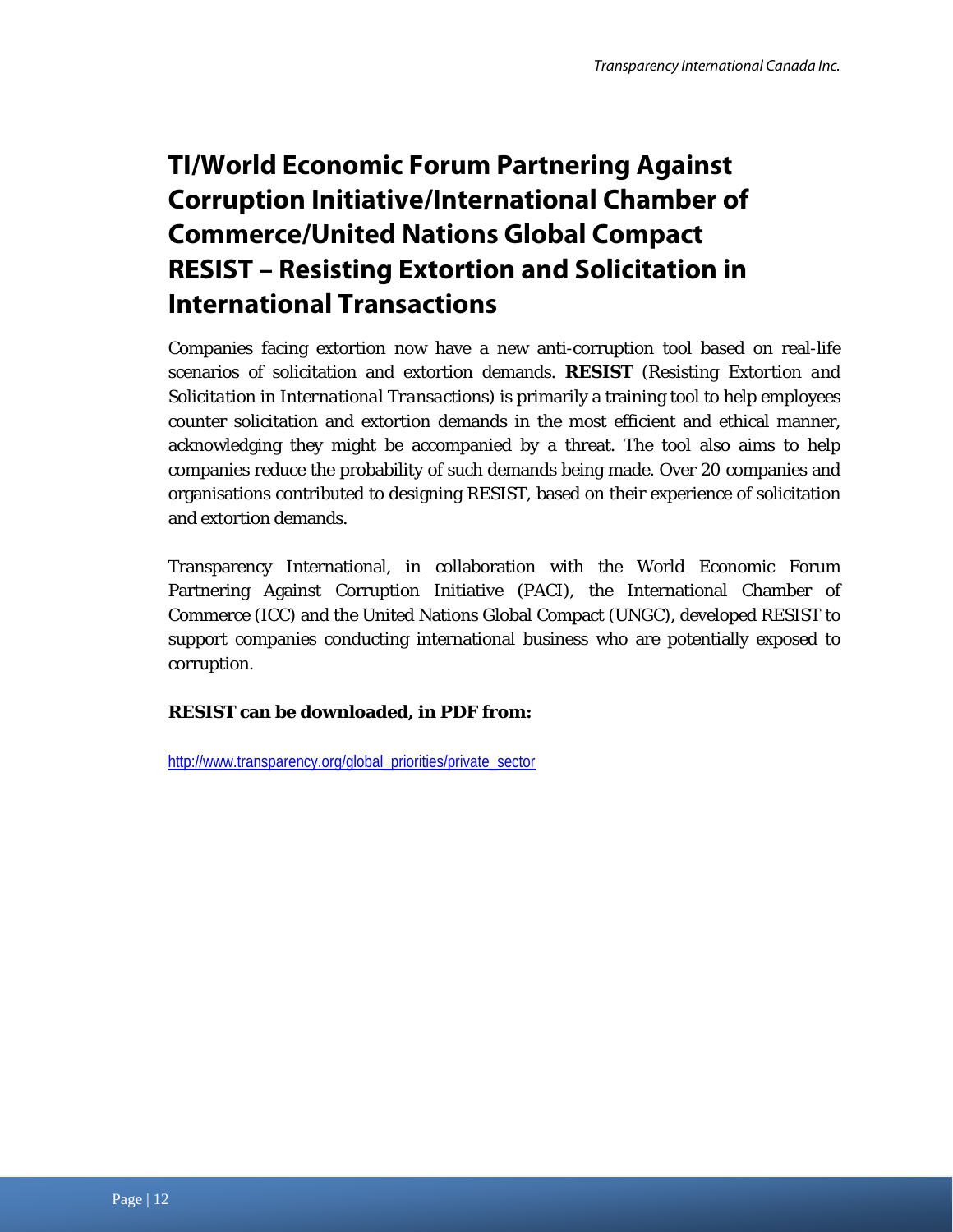# TI/World Economic Forum Partnering Against Corruption Initiative/International Chamber of Commerce/United Nations Global Compact RESIST – Resisting Extortion and Solicitation in International Transactions

Companies facing extortion now have a new anti-corruption tool based on real-life scenarios of solicitation and extortion demands. **RESIST** (*Resisting Extortion and Solicitation in International Transactions*) is primarily a training tool to help employees counter solicitation and extortion demands in the most efficient and ethical manner, acknowledging they might be accompanied by a threat. The tool also aims to help companies reduce the probability of such demands being made. Over 20 companies and organisations contributed to designing RESIST, based on their experience of solicitation and extortion demands.

Transparency International, in collaboration with the World Economic Forum Partnering Against Corruption Initiative (PACI), the International Chamber of Commerce (ICC) and the United Nations Global Compact (UNGC), developed RESIST to support companies conducting international business who are potentially exposed to corruption.

**RESIST can be downloaded, in PDF from:**

http://www.transparency.org/global_priorities/private_sector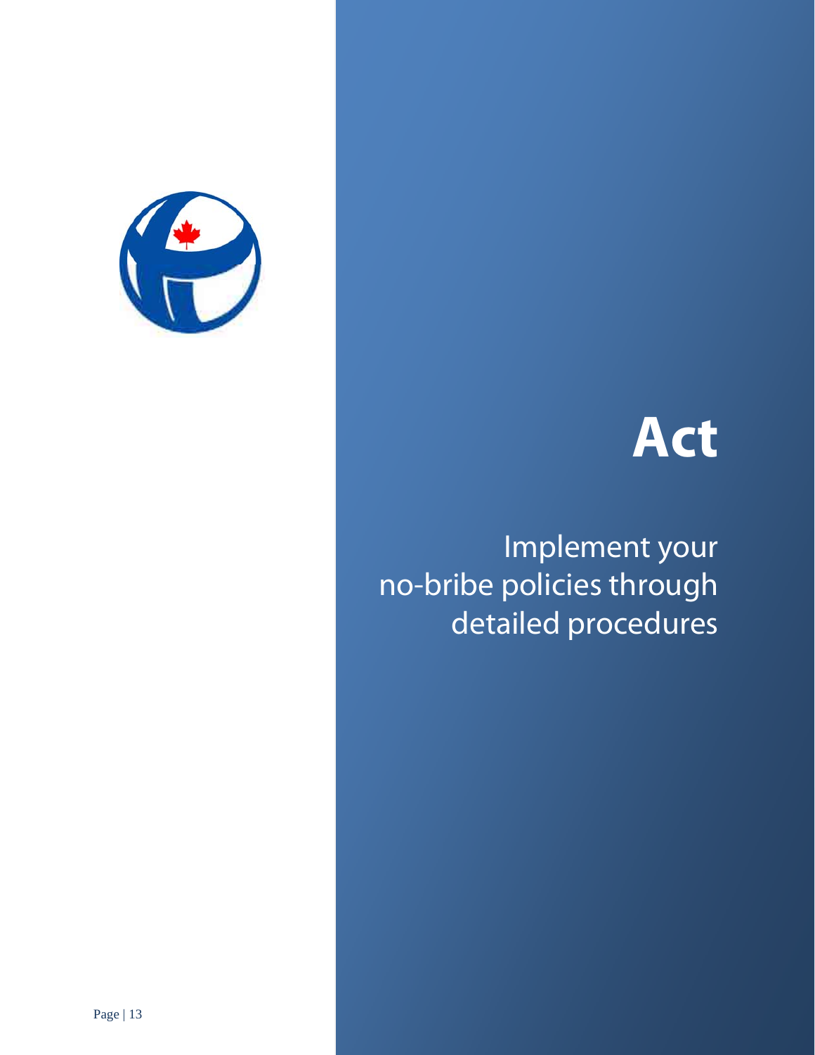# Act

Implement your no-bribe policies through detailed procedures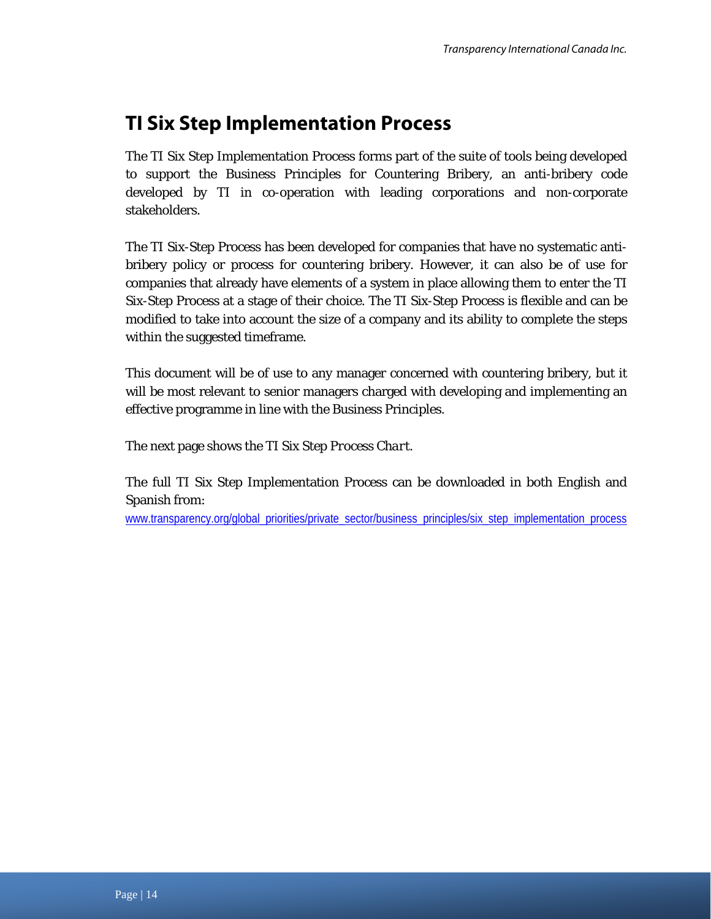## TI Six Step Implementation Process

The TI Six Step Implementation Process forms part of the suite of tools being developed to support the Business Principles for Countering Bribery, an anti-bribery code developed by TI in co-operation with leading corporations and non-corporate stakeholders.

The TI Six-Step Process has been developed for companies that have no systematic anti-bribery policy or process for countering bribery. However, it can also be of use for companies that already have elements of a system in place allowing them to enter the TI Six-Step Process at a stage of their choice. The TI Six-Step Process is flexible and can be modified to take into account the size of a company and its ability to complete the steps within the suggested timeframe.

This document will be of use to any manager concerned with countering bribery, but it will be most relevant to senior managers charged with developing and implementing an effective programme in line with the Business Principles.

The next page shows the TI Six Step *Process Chart*.

The full TI Six Step Implementation Process can be downloaded in both English and Spanish from:
www.transparency.org/global_priorities/private_sector/business_principles/six_step_implementation_process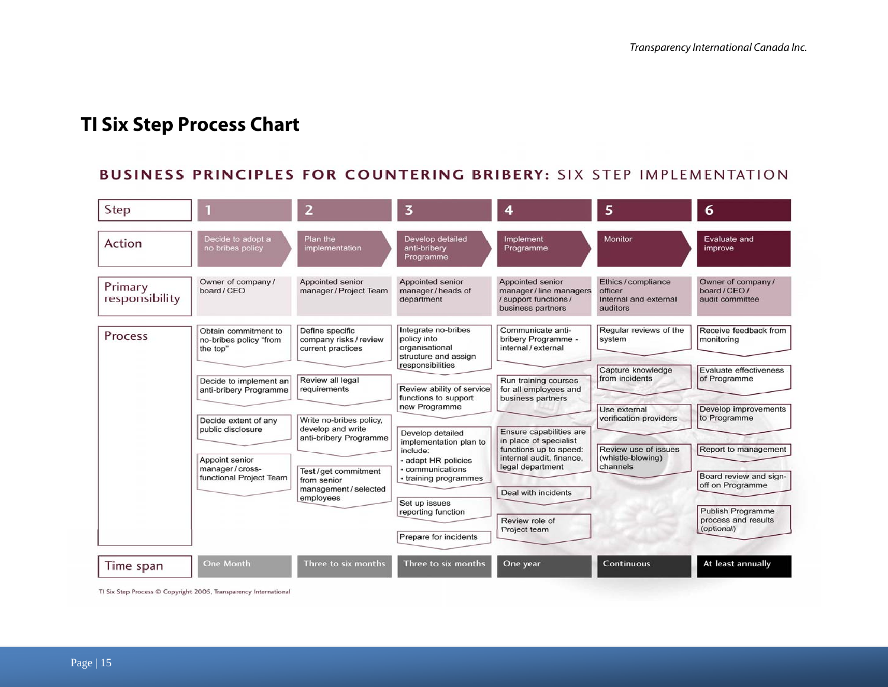## TI Six Step Process Chart

**BUSINESS PRINCIPLES FOR COUNTERING BRIBERY: SIX STEP IMPLEMENTATION**

| Step | 1 | 2 | 3 | 4 | 5 | 6 |
|---|---|---|---|---|---|---|
| Action | Decide to adopt a no bribes policy | Plan the implementation | Develop detailed anti-bribery Programme | Implement Programme | Monitor | Evaluate and improve |
| Primary responsibility | Owner of company / board / CEO | Appointed senior manager / Project Team | Appointed senior manager / heads of department | Appointed senior manager / line managers / support functions / business partners | Ethics / compliance officer; Internal and external auditors | Owner of company / board / CEO / audit committee |
| Process | Obtain commitment to no-bribes policy "from the top" | Define specific company risks / review current practices | Integrate no-bribes policy into organisational structure and assign responsibilities | Communicate anti-bribery Programme - internal / external | Regular reviews of the system | Receive feedback from monitoring |
| | Decide to implement an anti-bribery Programme | Review all legal requirements | Review ability of service functions to support new Programme | Run training courses for all employees and business partners | Capture knowledge from incidents | Evaluate effectiveness of Programme |
| | Decide extent of any public disclosure | Write no-bribes policy, develop and write anti-bribery Programme | Develop detailed implementation plan to include: • adapt HR policies • communications • training programmes | Ensure capabilities are in place of specialist functions up to speed: internal audit, finance, legal department | Use external verification providers | Develop improvements to Programme |
| | Appoint senior manager / cross-functional Project Team | Test / get commitment from senior management / selected employees | Set up issues reporting function | Deal with incidents | Review use of issues (whistle-blowing) channels | Report to management |
| | | | Prepare for incidents | Review role of Project team | | Board review and sign-off on Programme |
| | | | | | | Publish Programme process and results (optional) |
| Time span | One Month | Three to six months | Three to six months | One year | Continuous | At least annually |

TI Six Step Process © Copyright 2005, Transparency International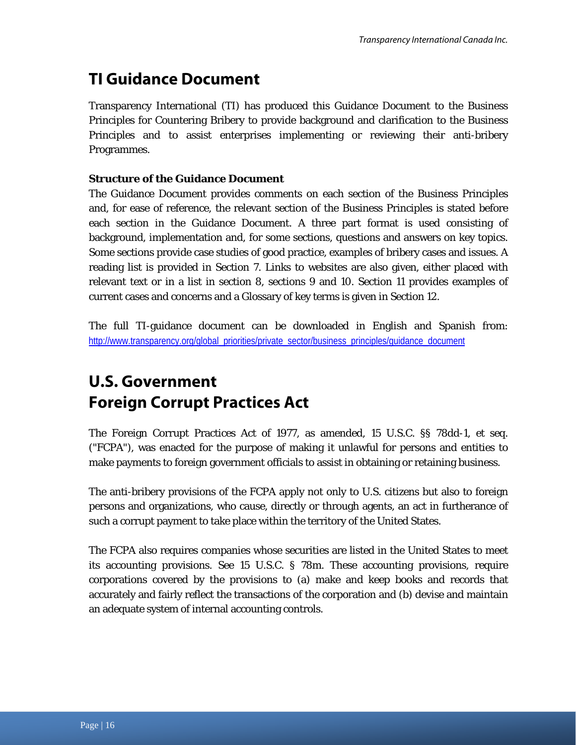## TI Guidance Document

Transparency International (TI) has produced this Guidance Document to the Business Principles for Countering Bribery to provide background and clarification to the Business Principles and to assist enterprises implementing or reviewing their anti-bribery Programmes.

**Structure of the Guidance Document**

The Guidance Document provides comments on each section of the Business Principles and, for ease of reference, the relevant section of the Business Principles is stated before each section in the Guidance Document. A three part format is used consisting of background, implementation and, for some sections, questions and answers on key topics. Some sections provide case studies of good practice, examples of bribery cases and issues. A reading list is provided in Section 7. Links to websites are also given, either placed with relevant text or in a list in section 8, sections 9 and 10. Section 11 provides examples of current cases and concerns and a Glossary of key terms is given in Section 12.

The full TI-guidance document can be downloaded in English and Spanish from: http://www.transparency.org/global_priorities/private_sector/business_principles/guidance_document

## U.S. Government
## Foreign Corrupt Practices Act

The Foreign Corrupt Practices Act of 1977, as amended, 15 U.S.C. §§ 78dd-1, et seq. ("FCPA"), was enacted for the purpose of making it unlawful for persons and entities to make payments to foreign government officials to assist in obtaining or retaining business.

The anti-bribery provisions of the FCPA apply not only to U.S. citizens but also to foreign persons and organizations, who cause, directly or through agents, an act in furtherance of such a corrupt payment to take place within the territory of the United States.

The FCPA also requires companies whose securities are listed in the United States to meet its accounting provisions. See 15 U.S.C. § 78m. These accounting provisions, require corporations covered by the provisions to (a) make and keep books and records that accurately and fairly reflect the transactions of the corporation and (b) devise and maintain an adequate system of internal accounting controls.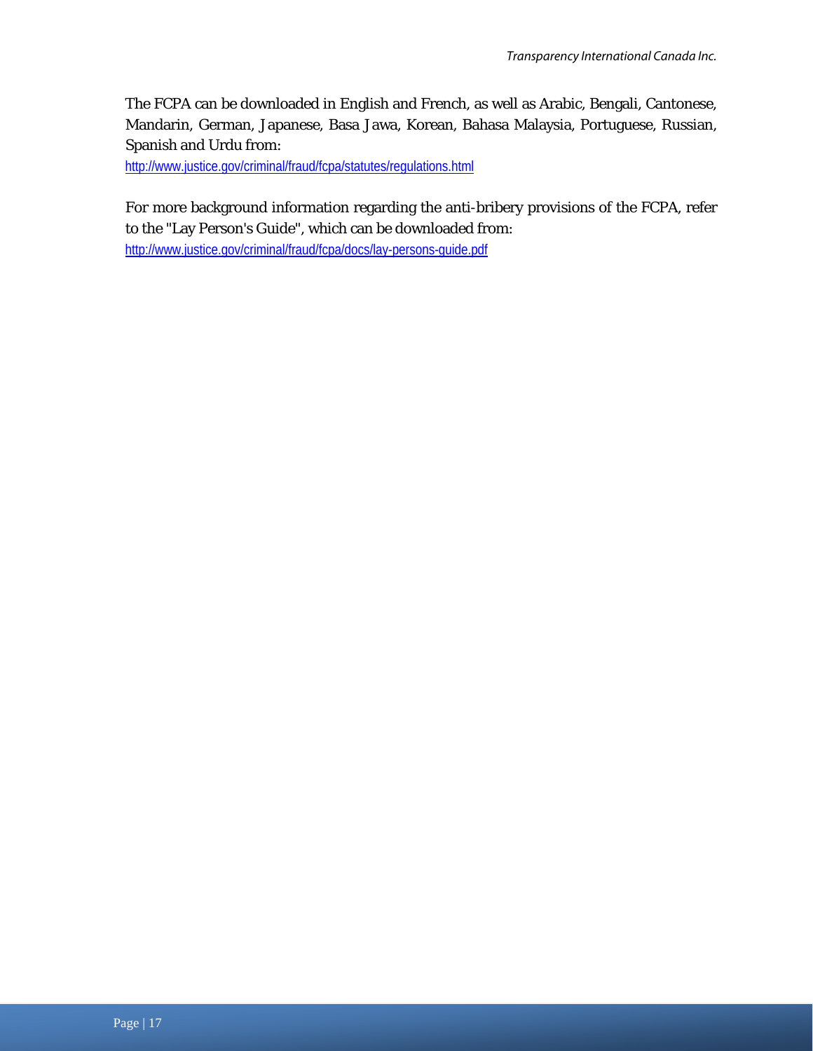The FCPA can be downloaded in English and French, as well as Arabic, Bengali, Cantonese, Mandarin, German, Japanese, Basa Jawa, Korean, Bahasa Malaysia, Portuguese, Russian, Spanish and Urdu from:

http://www.justice.gov/criminal/fraud/fcpa/statutes/regulations.html

For more background information regarding the anti-bribery provisions of the FCPA, refer to the "Lay Person's Guide", which can be downloaded from:

http://www.justice.gov/criminal/fraud/fcpa/docs/lay-persons-guide.pdf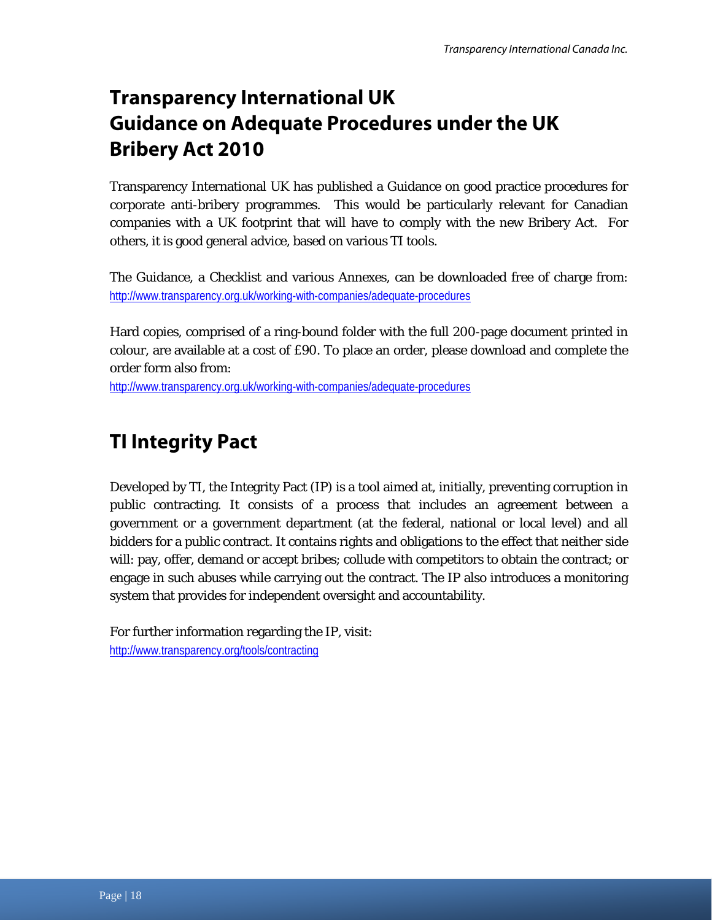# Transparency International UK
# Guidance on Adequate Procedures under the UK Bribery Act 2010

Transparency International UK has published a Guidance on good practice procedures for corporate anti-bribery programmes. This would be particularly relevant for Canadian companies with a UK footprint that will have to comply with the new Bribery Act. For others, it is good general advice, based on various TI tools.

The Guidance, a Checklist and various Annexes, can be downloaded free of charge from: http://www.transparency.org.uk/working-with-companies/adequate-procedures

Hard copies, comprised of a ring-bound folder with the full 200-page document printed in colour, are available at a cost of £90. To place an order, please download and complete the order form also from:
http://www.transparency.org.uk/working-with-companies/adequate-procedures

# TI Integrity Pact

Developed by TI, the Integrity Pact (IP) is a tool aimed at, initially, preventing corruption in public contracting. It consists of a process that includes an agreement between a government or a government department (at the federal, national or local level) and all bidders for a public contract. It contains rights and obligations to the effect that neither side will: pay, offer, demand or accept bribes; collude with competitors to obtain the contract; or engage in such abuses while carrying out the contract. The IP also introduces a monitoring system that provides for independent oversight and accountability.

For further information regarding the IP, visit:
http://www.transparency.org/tools/contracting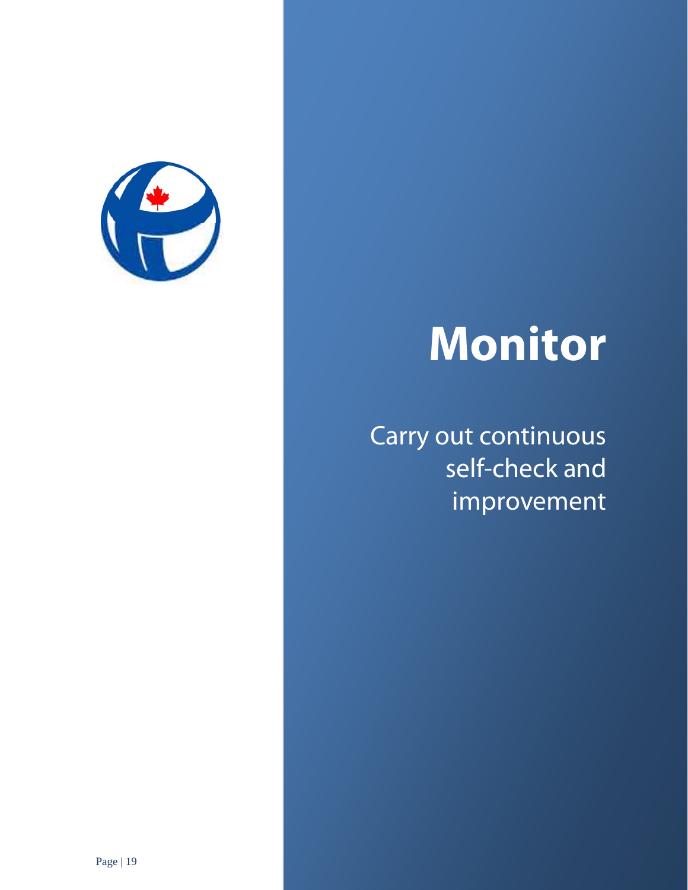# Monitor

Carry out continuous self-check and improvement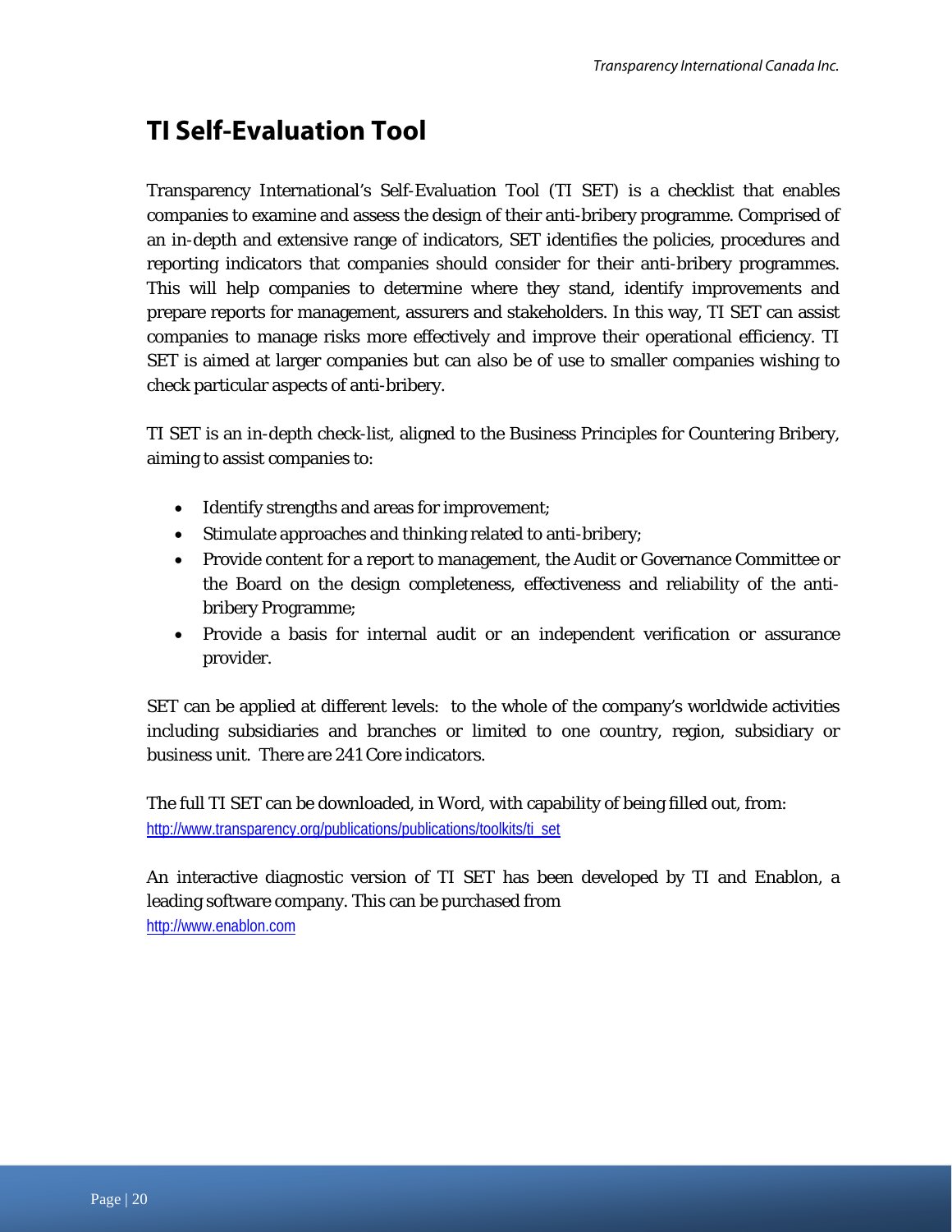# TI Self-Evaluation Tool

Transparency International's Self-Evaluation Tool (TI SET) is a checklist that enables companies to examine and assess the design of their anti-bribery programme. Comprised of an in-depth and extensive range of indicators, SET identifies the policies, procedures and reporting indicators that companies should consider for their anti-bribery programmes. This will help companies to determine where they stand, identify improvements and prepare reports for management, assurers and stakeholders. In this way, TI SET can assist companies to manage risks more effectively and improve their operational efficiency. TI SET is aimed at larger companies but can also be of use to smaller companies wishing to check particular aspects of anti-bribery.

TI SET is an in-depth check-list, aligned to the Business Principles for Countering Bribery, aiming to assist companies to:

- Identify strengths and areas for improvement;
- Stimulate approaches and thinking related to anti-bribery;
- Provide content for a report to management, the Audit or Governance Committee or the Board on the design completeness, effectiveness and reliability of the anti-bribery Programme;
- Provide a basis for internal audit or an independent verification or assurance provider.

SET can be applied at different levels: to the whole of the company's worldwide activities including subsidiaries and branches or limited to one country, region, subsidiary or business unit. There are 241 Core indicators.

The full TI SET can be downloaded, in Word, with capability of being filled out, from:
http://www.transparency.org/publications/publications/toolkits/ti_set

An interactive diagnostic version of TI SET has been developed by TI and Enablon, a leading software company. This can be purchased from
http://www.enablon.com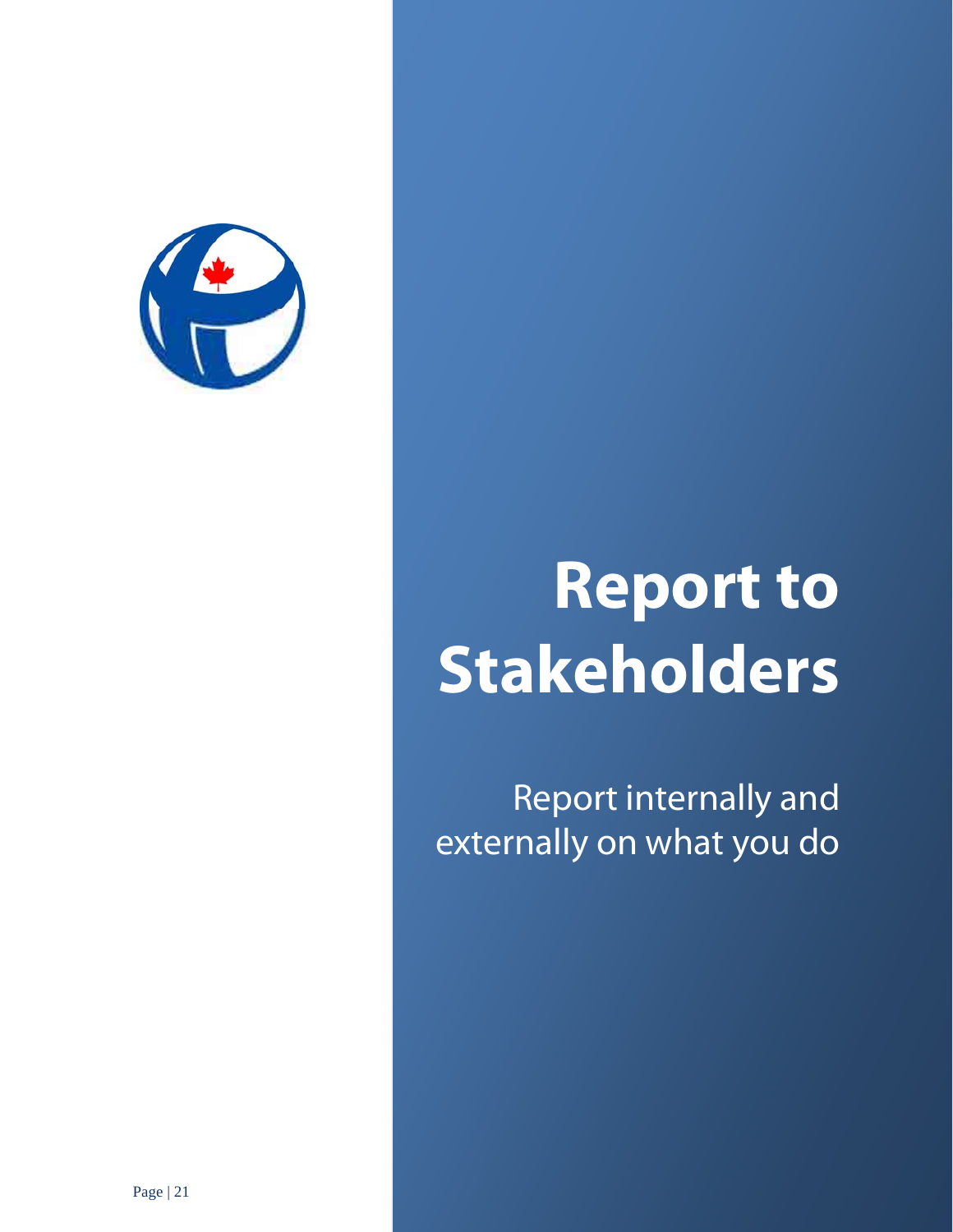# Report to Stakeholders

Report internally and externally on what you do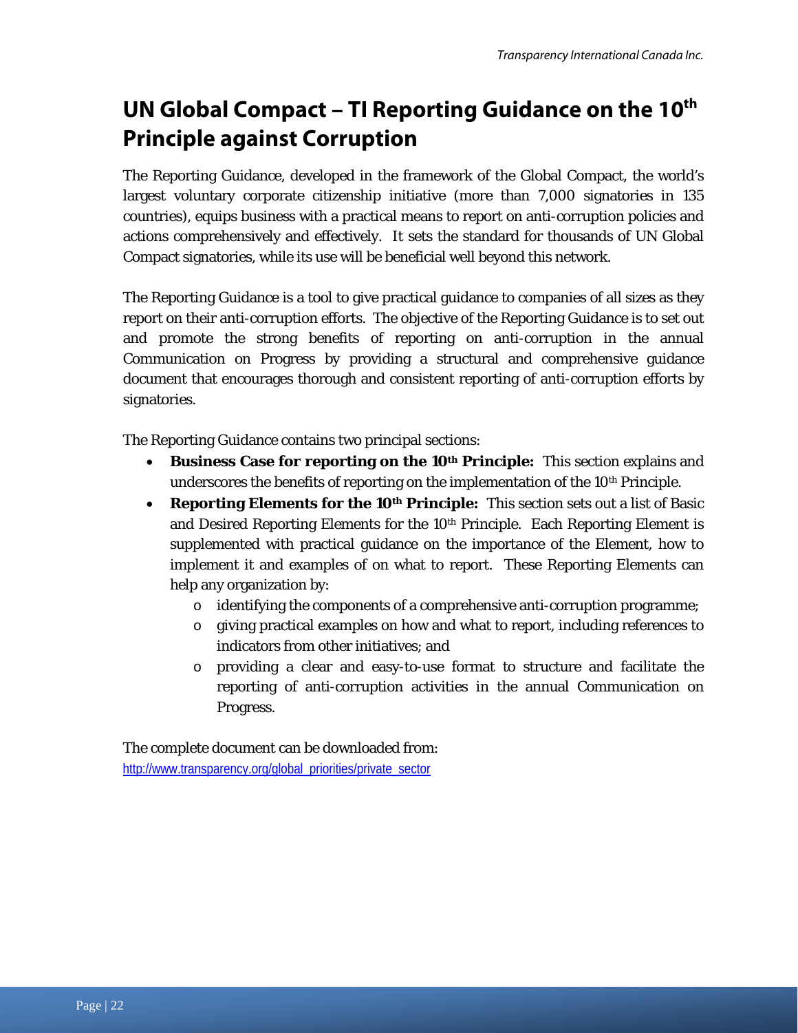# UN Global Compact – TI Reporting Guidance on the 10th Principle against Corruption

The Reporting Guidance, developed in the framework of the Global Compact, the world's largest voluntary corporate citizenship initiative (more than 7,000 signatories in 135 countries), equips business with a practical means to report on anti-corruption policies and actions comprehensively and effectively. It sets the standard for thousands of UN Global Compact signatories, while its use will be beneficial well beyond this network.

The Reporting Guidance is a tool to give practical guidance to companies of all sizes as they report on their anti-corruption efforts. The objective of the Reporting Guidance is to set out and promote the strong benefits of reporting on anti-corruption in the annual Communication on Progress by providing a structural and comprehensive guidance document that encourages thorough and consistent reporting of anti-corruption efforts by signatories.

The Reporting Guidance contains two principal sections:

- **Business Case for reporting on the 10th Principle:** This section explains and underscores the benefits of reporting on the implementation of the 10th Principle.
- **Reporting Elements for the 10th Principle:** This section sets out a list of Basic and Desired Reporting Elements for the 10th Principle. Each Reporting Element is supplemented with practical guidance on the importance of the Element, how to implement it and examples of on what to report. These Reporting Elements can help any organization by:
  - identifying the components of a comprehensive anti-corruption programme;
  - giving practical examples on how and what to report, including references to indicators from other initiatives; and
  - providing a clear and easy-to-use format to structure and facilitate the reporting of anti-corruption activities in the annual Communication on Progress.

The complete document can be downloaded from:
http://www.transparency.org/global_priorities/private_sector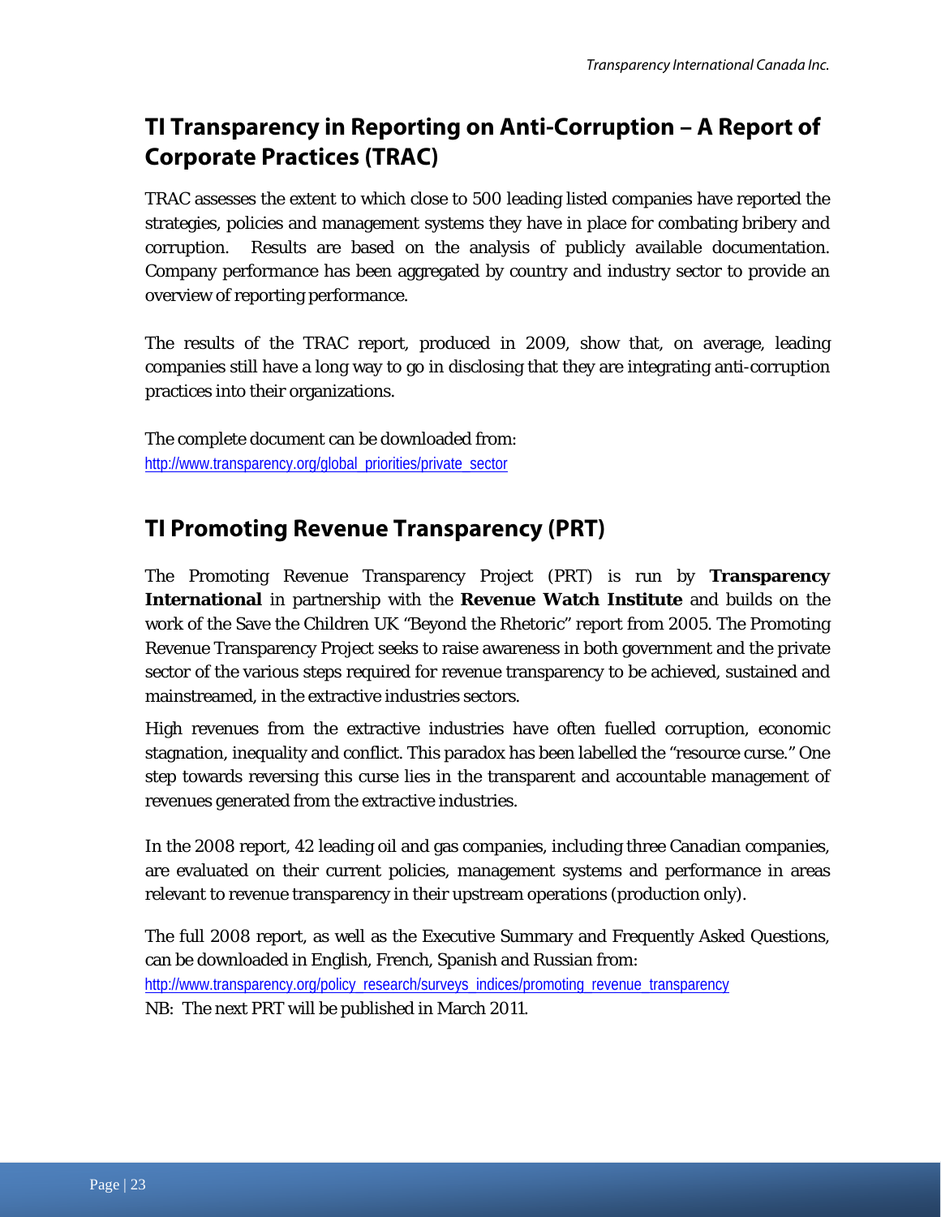## TI Transparency in Reporting on Anti-Corruption – A Report of Corporate Practices (TRAC)

TRAC assesses the extent to which close to 500 leading listed companies have reported the strategies, policies and management systems they have in place for combating bribery and corruption. Results are based on the analysis of publicly available documentation. Company performance has been aggregated by country and industry sector to provide an overview of reporting performance.

The results of the TRAC report, produced in 2009, show that, on average, leading companies still have a long way to go in disclosing that they are integrating anti-corruption practices into their organizations.

The complete document can be downloaded from:
http://www.transparency.org/global_priorities/private_sector

## TI Promoting Revenue Transparency (PRT)

The Promoting Revenue Transparency Project (PRT) is run by **Transparency International** in partnership with the **Revenue Watch Institute** and builds on the work of the Save the Children UK "Beyond the Rhetoric" report from 2005. The Promoting Revenue Transparency Project seeks to raise awareness in both government and the private sector of the various steps required for revenue transparency to be achieved, sustained and mainstreamed, in the extractive industries sectors.

High revenues from the extractive industries have often fuelled corruption, economic stagnation, inequality and conflict. This paradox has been labelled the "resource curse." One step towards reversing this curse lies in the transparent and accountable management of revenues generated from the extractive industries.

In the 2008 report, 42 leading oil and gas companies, including three Canadian companies, are evaluated on their current policies, management systems and performance in areas relevant to revenue transparency in their upstream operations (production only).

The full 2008 report, as well as the Executive Summary and Frequently Asked Questions, can be downloaded in English, French, Spanish and Russian from:
http://www.transparency.org/policy_research/surveys_indices/promoting_revenue_transparency
NB: The next PRT will be published in March 2011.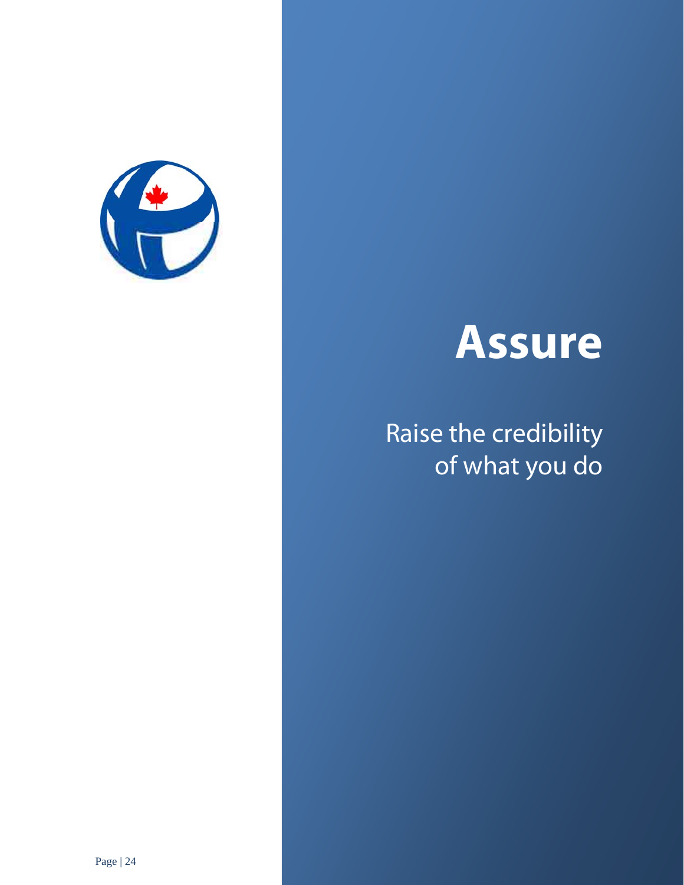# Assure

Raise the credibility of what you do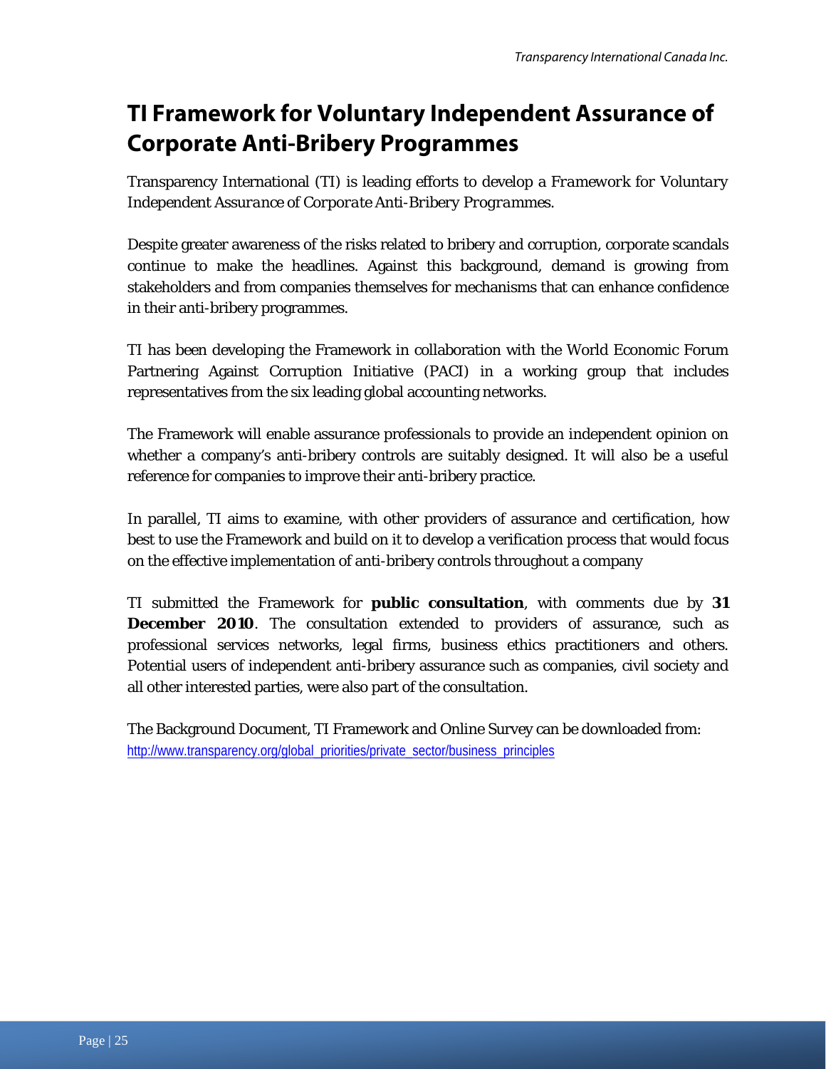# TI Framework for Voluntary Independent Assurance of Corporate Anti-Bribery Programmes

Transparency International (TI) is leading efforts to develop a *Framework for Voluntary Independent Assurance of Corporate Anti-Bribery Programmes*.

Despite greater awareness of the risks related to bribery and corruption, corporate scandals continue to make the headlines. Against this background, demand is growing from stakeholders and from companies themselves for mechanisms that can enhance confidence in their anti-bribery programmes.

TI has been developing the Framework in collaboration with the World Economic Forum Partnering Against Corruption Initiative (PACI) in a working group that includes representatives from the six leading global accounting networks.

The Framework will enable assurance professionals to provide an independent opinion on whether a company's anti-bribery controls are suitably designed. It will also be a useful reference for companies to improve their anti-bribery practice.

In parallel, TI aims to examine, with other providers of assurance and certification, how best to use the Framework and build on it to develop a verification process that would focus on the effective implementation of anti-bribery controls throughout a company

TI submitted the Framework for **public consultation**, with comments due by **31 December 2010**. The consultation extended to providers of assurance, such as professional services networks, legal firms, business ethics practitioners and others. Potential users of independent anti-bribery assurance such as companies, civil society and all other interested parties, were also part of the consultation.

The Background Document, TI Framework and Online Survey can be downloaded from: http://www.transparency.org/global_priorities/private_sector/business_principles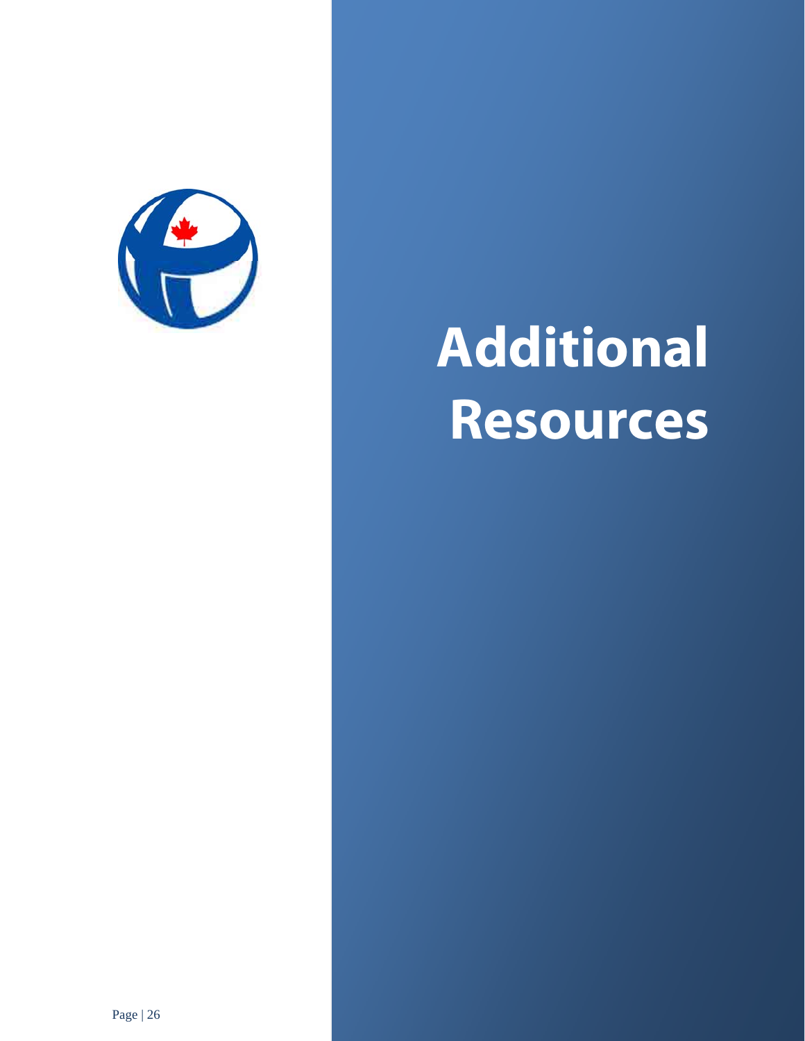# Additional Resources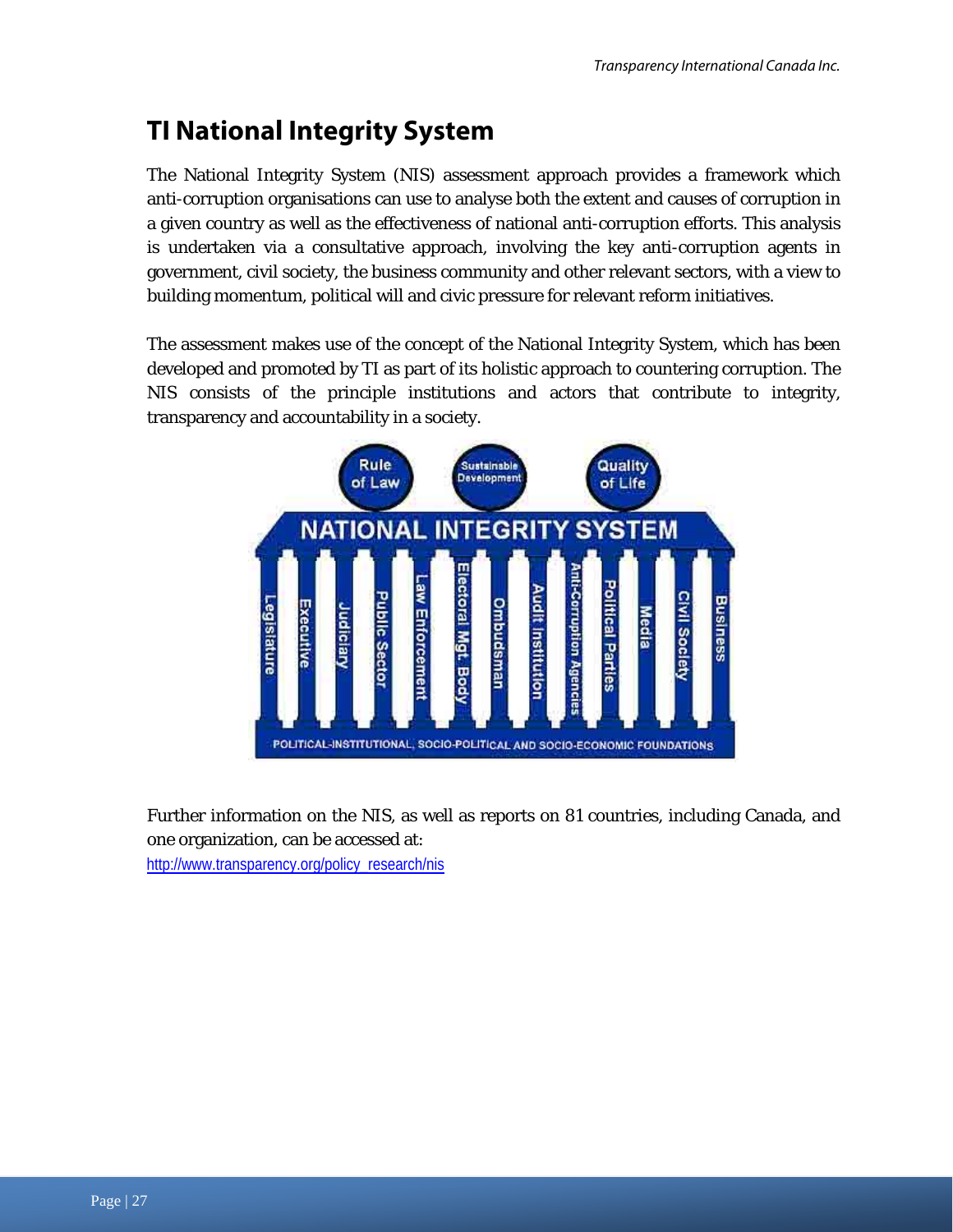## TI National Integrity System

The National Integrity System (NIS) assessment approach provides a framework which anti-corruption organisations can use to analyse both the extent and causes of corruption in a given country as well as the effectiveness of national anti-corruption efforts. This analysis is undertaken via a consultative approach, involving the key anti-corruption agents in government, civil society, the business community and other relevant sectors, with a view to building momentum, political will and civic pressure for relevant reform initiatives.

The assessment makes use of the concept of the National Integrity System, which has been developed and promoted by TI as part of its holistic approach to countering corruption. The NIS consists of the principle institutions and actors that contribute to integrity, transparency and accountability in a society.

Further information on the NIS, as well as reports on 81 countries, including Canada, and one organization, can be accessed at:
http://www.transparency.org/policy_research/nis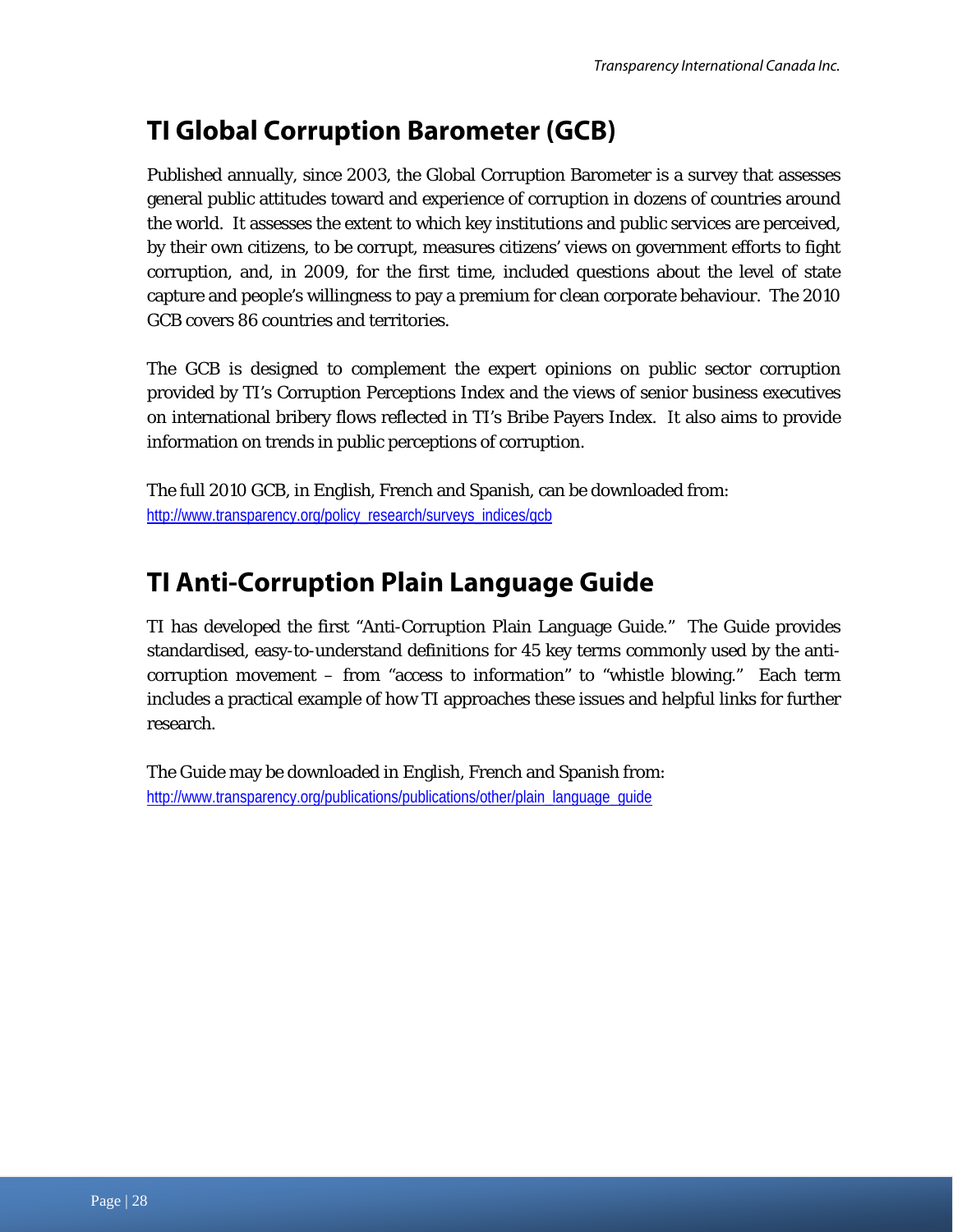## TI Global Corruption Barometer (GCB)

Published annually, since 2003, the Global Corruption Barometer is a survey that assesses general public attitudes toward and experience of corruption in dozens of countries around the world. It assesses the extent to which key institutions and public services are perceived, by their own citizens, to be corrupt, measures citizens' views on government efforts to fight corruption, and, in 2009, for the first time, included questions about the level of state capture and people's willingness to pay a premium for clean corporate behaviour. The 2010 GCB covers 86 countries and territories.

The GCB is designed to complement the expert opinions on public sector corruption provided by TI's Corruption Perceptions Index and the views of senior business executives on international bribery flows reflected in TI's Bribe Payers Index. It also aims to provide information on trends in public perceptions of corruption.

The full 2010 GCB, in English, French and Spanish, can be downloaded from:
http://www.transparency.org/policy_research/surveys_indices/gcb

## TI Anti-Corruption Plain Language Guide

TI has developed the first "Anti-Corruption Plain Language Guide." The Guide provides standardised, easy-to-understand definitions for 45 key terms commonly used by the anti-corruption movement – from "access to information" to "whistle blowing." Each term includes a practical example of how TI approaches these issues and helpful links for further research.

The Guide may be downloaded in English, French and Spanish from:
http://www.transparency.org/publications/publications/other/plain_language_guide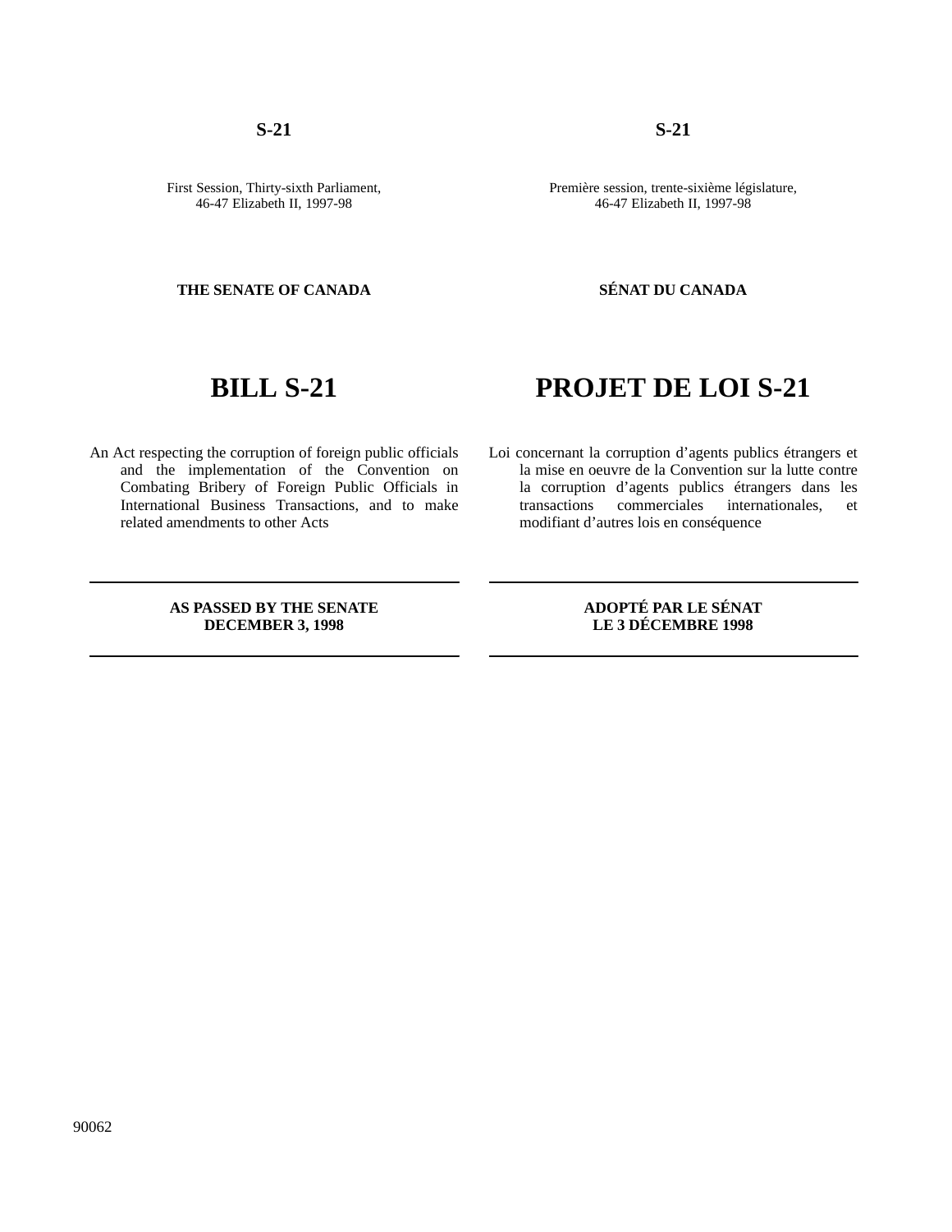**S-21**

First Session, Thirty-sixth Parliament,
46-47 Elizabeth II, 1997-98

**THE SENATE OF CANADA**

# BILL S-21

An Act respecting the corruption of foreign public officials and the implementation of the Convention on Combating Bribery of Foreign Public Officials in International Business Transactions, and to make related amendments to other Acts

---

**AS PASSED BY THE SENATE**
**DECEMBER 3, 1998**

---

**S-21**

Première session, trente-sixième législature,
46-47 Elizabeth II, 1997-98

**SÉNAT DU CANADA**

# PROJET DE LOI S-21

Loi concernant la corruption d'agents publics étrangers et la mise en oeuvre de la Convention sur la lutte contre la corruption d'agents publics étrangers dans les transactions commerciales internationales, et modifiant d'autres lois en conséquence

---

**ADOPTÉ PAR LE SÉNAT**
**LE 3 DÉCEMBRE 1998**

---

90062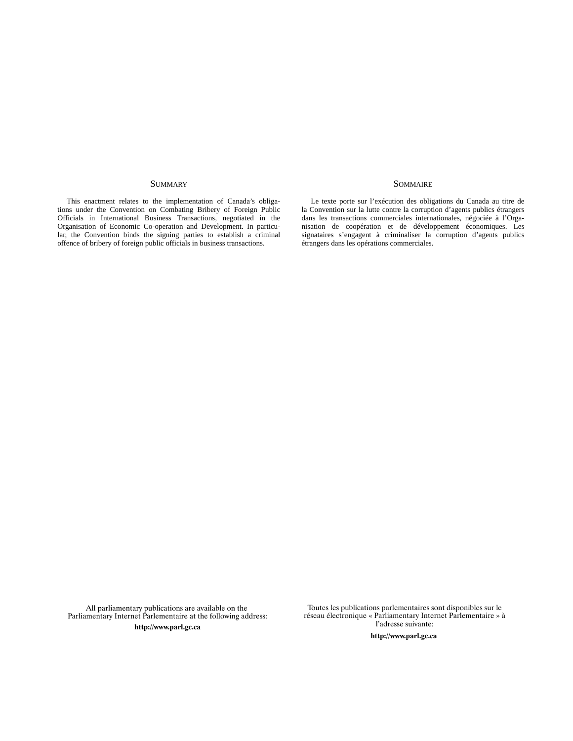## SUMMARY

This enactment relates to the implementation of Canada's obligations under the Convention on Combating Bribery of Foreign Public Officials in International Business Transactions, negotiated in the Organisation of Economic Co-operation and Development. In particular, the Convention binds the signing parties to establish a criminal offence of bribery of foreign public officials in business transactions.

## SOMMAIRE

Le texte porte sur l'exécution des obligations du Canada au titre de la Convention sur la lutte contre la corruption d'agents publics étrangers dans les transactions commerciales internationales, négociée à l'Organisation de coopération et de développement économiques. Les signataires s'engagent à criminaliser la corruption d'agents publics étrangers dans les opérations commerciales.

All parliamentary publications are available on the Parliamentary Internet Parlementaire at the following address:

**http://www.parl.gc.ca**

Toutes les publications parlementaires sont disponibles sur le réseau électronique « Parliamentary Internet Parlementaire » à l'adresse suivante:

**http://www.parl.gc.ca**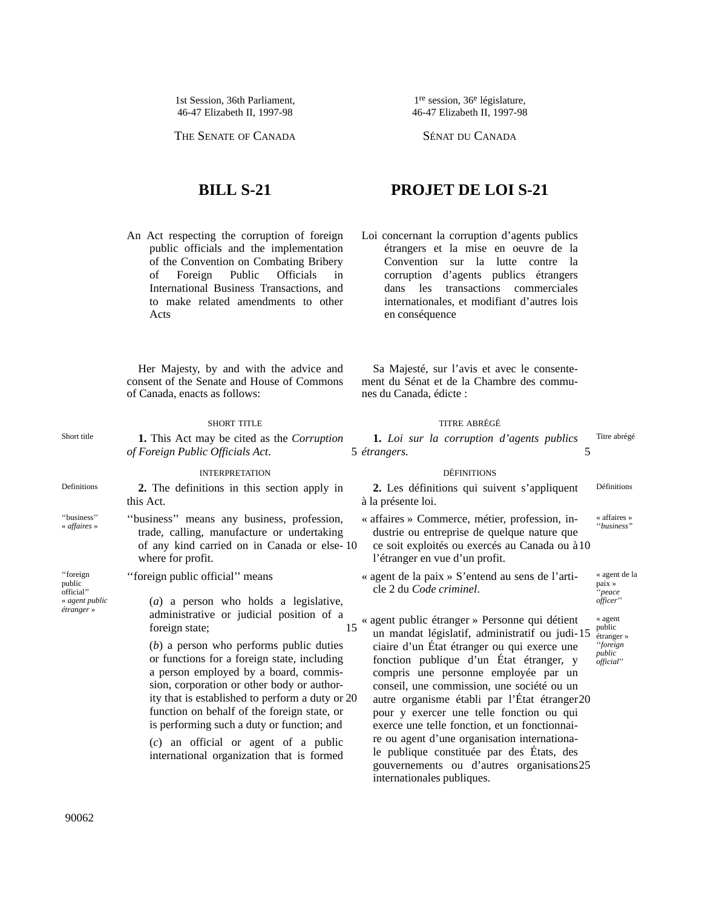1st Session, 36th Parliament,
46-47 Elizabeth II, 1997-98

THE SENATE OF CANADA

# BILL S-21

An Act respecting the corruption of foreign public officials and the implementation of the Convention on Combating Bribery of Foreign Public Officials in International Business Transactions, and to make related amendments to other Acts

Her Majesty, by and with the advice and consent of the Senate and House of Commons of Canada, enacts as follows:

## SHORT TITLE

*Short title*

**1.** This Act may be cited as the *Corruption of Foreign Public Officials Act*.

## INTERPRETATION

*Definitions*

**2.** The definitions in this section apply in this Act.

*''business'' « affaires »*

''business'' means any business, profession, trade, calling, manufacture or undertaking of any kind carried on in Canada or elsewhere for profit.

*''foreign public official'' « agent public étranger »*

''foreign public official'' means

(*a*) a person who holds a legislative, administrative or judicial position of a foreign state;

(*b*) a person who performs public duties or functions for a foreign state, including a person employed by a board, commission, corporation or other body or authority that is established to perform a duty or function on behalf of the foreign state, or is performing such a duty or function; and

(*c*) an official or agent of a public international organization that is formed

---

1re session, 36e législature,
46-47 Elizabeth II, 1997-98

SÉNAT DU CANADA

# PROJET DE LOI S-21

Loi concernant la corruption d'agents publics étrangers et la mise en oeuvre de la Convention sur la lutte contre la corruption d'agents publics étrangers dans les transactions commerciales internationales, et modifiant d'autres lois en conséquence

Sa Majesté, sur l'avis et avec le consentement du Sénat et de la Chambre des communes du Canada, édicte :

## TITRE ABRÉGÉ

*Titre abrégé*

**1.** *Loi sur la corruption d'agents publics étrangers.*

## DÉFINITIONS

*Définitions*

**2.** Les définitions qui suivent s'appliquent à la présente loi.

*« affaires » ''business''*

« affaires » Commerce, métier, profession, industrie ou entreprise de quelque nature que ce soit exploités ou exercés au Canada ou à l'étranger en vue d'un profit.

*« agent de la paix » ''peace officer''*

« agent de la paix » S'entend au sens de l'article 2 du *Code criminel*.

*« agent public étranger » ''foreign public official''*

« agent public étranger » Personne qui détient un mandat législatif, administratif ou judiciaire d'un État étranger ou qui exerce une fonction publique d'un État étranger, y compris une personne employée par un conseil, une commission, une société ou un autre organisme établi par l'État étranger pour y exercer une telle fonction ou qui exerce une telle fonction, et un fonctionnaire ou agent d'une organisation internationale publique constituée par des États, des gouvernements ou d'autres organisations internationales publiques.

90062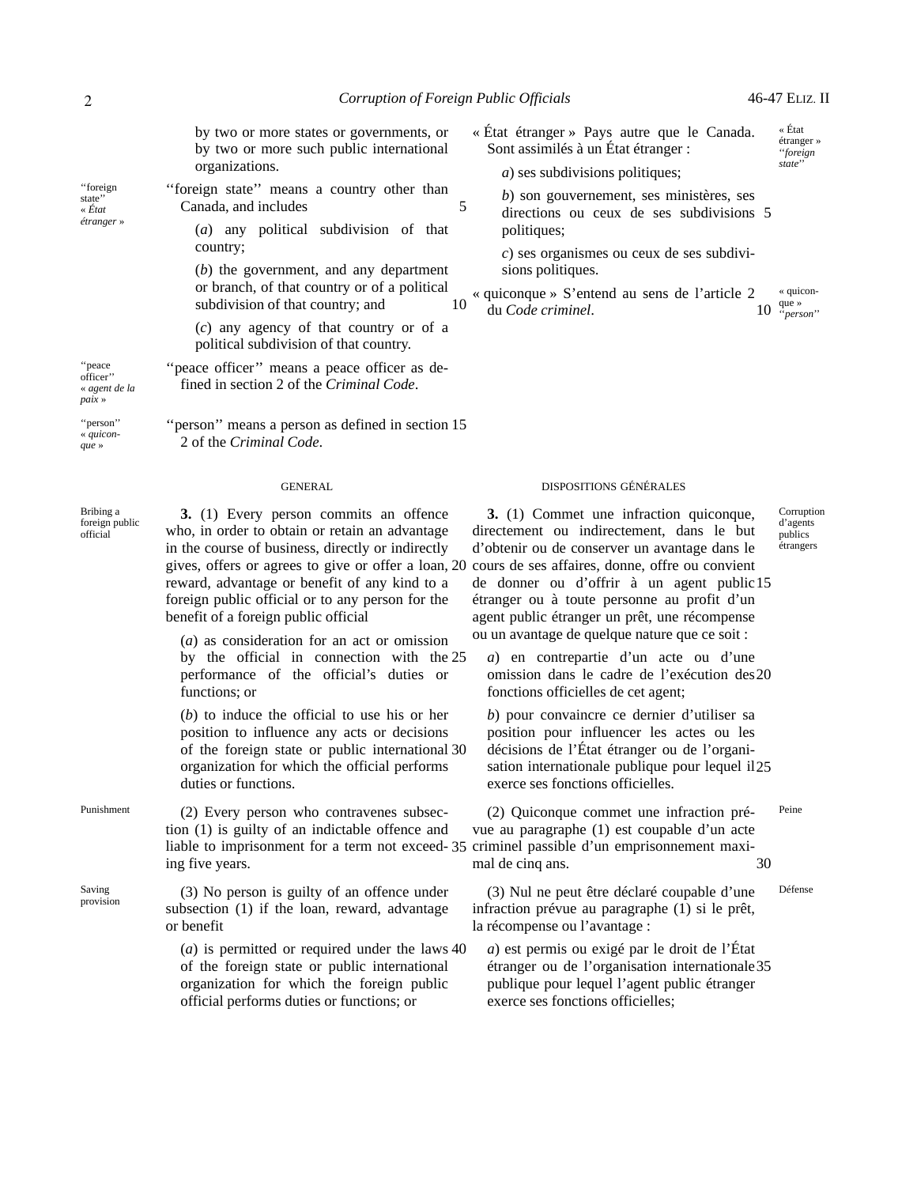by two or more states or governments, or by two or more such public international organizations.

"foreign state" « *État étranger* »

''foreign state'' means a country other than Canada, and includes

(*a*) any political subdivision of that country;

(*b*) the government, and any department or branch, of that country or of a political subdivision of that country; and

(*c*) any agency of that country or of a political subdivision of that country.

"peace officer" « *agent de la paix* »

''peace officer'' means a peace officer as defined in section 2 of the *Criminal Code*.

"person" « *quiconque* »

''person'' means a person as defined in section 2 of the *Criminal Code*.

« État étranger » ''*foreign state*''

« État étranger » Pays autre que le Canada. Sont assimilés à un État étranger :

*a*) ses subdivisions politiques;

*b*) son gouvernement, ses ministères, ses directions ou ceux de ses subdivisions politiques;

*c*) ses organismes ou ceux de ses subdivisions politiques.

« quiconque » ''*person*''

« quiconque » S'entend au sens de l'article 2 du *Code criminel*.

## GENERAL

Bribing a foreign public official

**3.** (1) Every person commits an offence who, in order to obtain or retain an advantage in the course of business, directly or indirectly gives, offers or agrees to give or offer a loan, reward, advantage or benefit of any kind to a foreign public official or to any person for the benefit of a foreign public official

(*a*) as consideration for an act or omission by the official in connection with the performance of the official's duties or functions; or

(*b*) to induce the official to use his or her position to influence any acts or decisions of the foreign state or public international organization for which the official performs duties or functions.

Punishment

(2) Every person who contravenes subsection (1) is guilty of an indictable offence and liable to imprisonment for a term not exceeding five years.

Saving provision

(3) No person is guilty of an offence under subsection (1) if the loan, reward, advantage or benefit

(*a*) is permitted or required under the laws of the foreign state or public international organization for which the foreign public official performs duties or functions; or

## DISPOSITIONS GÉNÉRALES

Corruption d'agents publics étrangers

**3.** (1) Commet une infraction quiconque, directement ou indirectement, dans le but d'obtenir ou de conserver un avantage dans le cours de ses affaires, donne, offre ou convient de donner ou d'offrir à un agent public étranger ou à toute personne au profit d'un agent public étranger un prêt, une récompense ou un avantage de quelque nature que ce soit :

*a*) en contrepartie d'un acte ou d'une omission dans le cadre de l'exécution des fonctions officielles de cet agent;

*b*) pour convaincre ce dernier d'utiliser sa position pour influencer les actes ou les décisions de l'État étranger ou de l'organisation internationale publique pour lequel il exerce ses fonctions officielles.

Peine

(2) Quiconque commet une infraction prévue au paragraphe (1) est coupable d'un acte criminel passible d'un emprisonnement maximal de cinq ans.

Défense

(3) Nul ne peut être déclaré coupable d'une infraction prévue au paragraphe (1) si le prêt, la récompense ou l'avantage :

*a*) est permis ou exigé par le droit de l'État étranger ou de l'organisation internationale publique pour lequel l'agent public étranger exerce ses fonctions officielles;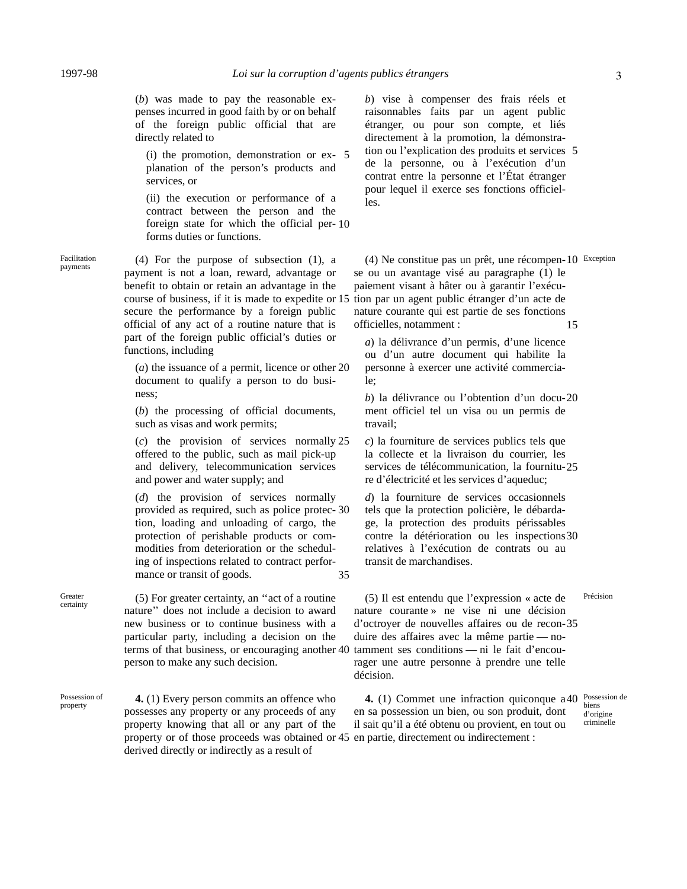(*b*) was made to pay the reasonable expenses incurred in good faith by or on behalf of the foreign public official that are directly related to

(i) the promotion, demonstration or explanation of the person's products and services, or

(ii) the execution or performance of a contract between the person and the foreign state for which the official performs duties or functions.

Facilitation payments

(4) For the purpose of subsection (1), a payment is not a loan, reward, advantage or benefit to obtain or retain an advantage in the course of business, if it is made to expedite or secure the performance by a foreign public official of any act of a routine nature that is part of the foreign public official's duties or functions, including

(*a*) the issuance of a permit, licence or other document to qualify a person to do business;

(*b*) the processing of official documents, such as visas and work permits;

(*c*) the provision of services normally offered to the public, such as mail pick-up and delivery, telecommunication services and power and water supply; and

(*d*) the provision of services normally provided as required, such as police protection, loading and unloading of cargo, the protection of perishable products or commodities from deterioration or the scheduling of inspections related to contract performance or transit of goods.

Greater certainty

(5) For greater certainty, an ''act of a routine nature'' does not include a decision to award new business or to continue business with a particular party, including a decision on the terms of that business, or encouraging another person to make any such decision.

Possession of property

**4.** (1) Every person commits an offence who possesses any property or any proceeds of any property knowing that all or any part of the property or of those proceeds was obtained or derived directly or indirectly as a result of

*b*) vise à compenser des frais réels et raisonnables faits par un agent public étranger, ou pour son compte, et liés directement à la promotion, la démonstration ou l'explication des produits et services de la personne, ou à l'exécution d'un contrat entre la personne et l'État étranger pour lequel il exerce ses fonctions officielles.

Exception

(4) Ne constitue pas un prêt, une récompense ou un avantage visé au paragraphe (1) le paiement visant à hâter ou à garantir l'exécution par un agent public étranger d'un acte de nature courante qui est partie de ses fonctions officielles, notamment :

*a*) la délivrance d'un permis, d'une licence ou d'un autre document qui habilite la personne à exercer une activité commerciale;

*b*) la délivrance ou l'obtention d'un document officiel tel un visa ou un permis de travail;

*c*) la fourniture de services publics tels que la collecte et la livraison du courrier, les services de télécommunication, la fourniture d'électricité et les services d'aqueduc;

*d*) la fourniture de services occasionnels tels que la protection policière, le débardage, la protection des produits périssables contre la détérioration ou les inspections relatives à l'exécution de contrats ou au transit de marchandises.

Précision

(5) Il est entendu que l'expression « acte de nature courante » ne vise ni une décision d'octroyer de nouvelles affaires ou de reconduire des affaires avec la même partie — notamment ses conditions — ni le fait d'encourager une autre personne à prendre une telle décision.

Possession de biens d'origine criminelle

**4.** (1) Commet une infraction quiconque a en sa possession un bien, ou son produit, dont il sait qu'il a été obtenu ou provient, en tout ou en partie, directement ou indirectement :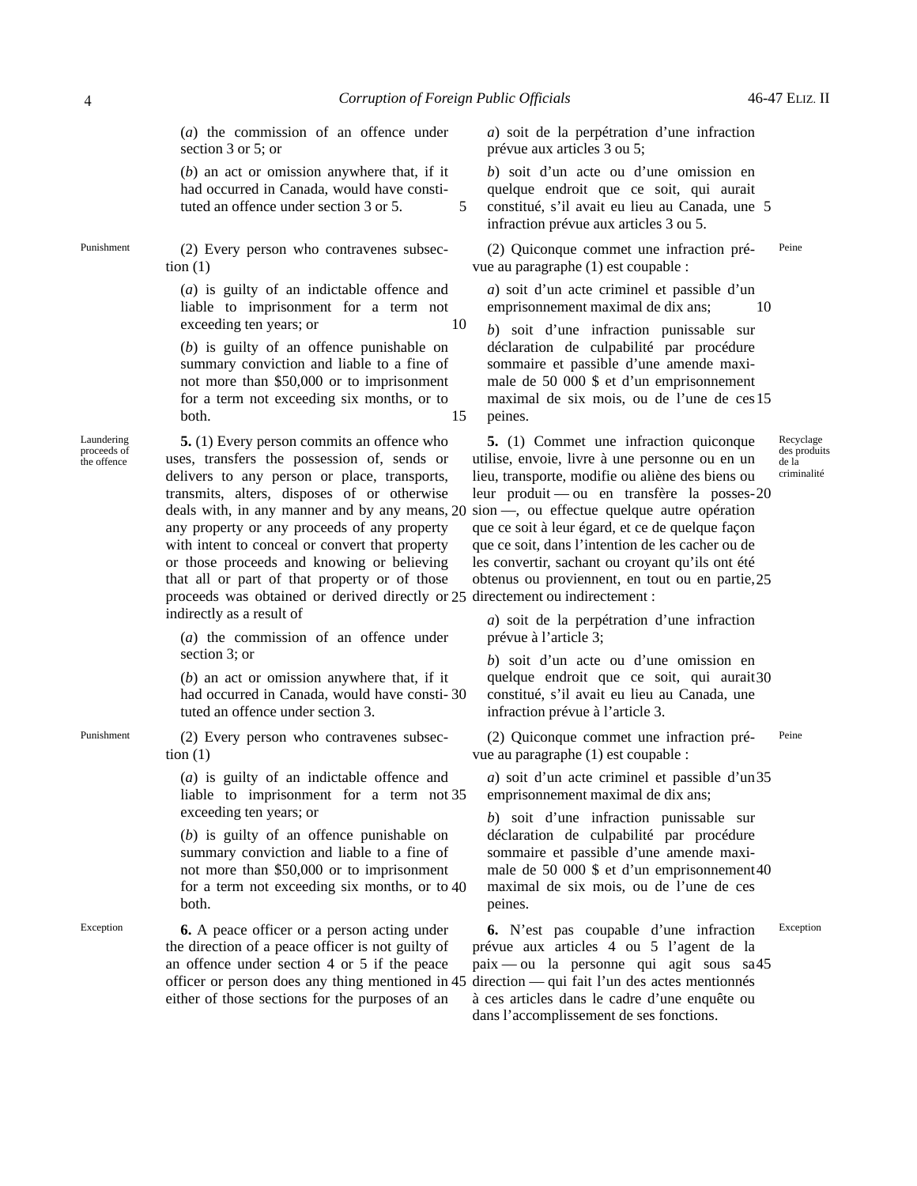(*a*) the commission of an offence under section 3 or 5; or

(*b*) an act or omission anywhere that, if it had occurred in Canada, would have constituted an offence under section 3 or 5.

Punishment

(2) Every person who contravenes subsection (1)

(*a*) is guilty of an indictable offence and liable to imprisonment for a term not exceeding ten years; or

(*b*) is guilty of an offence punishable on summary conviction and liable to a fine of not more than $50,000 or to imprisonment for a term not exceeding six months, or to both.

Laundering proceeds of the offence

**5.** (1) Every person commits an offence who uses, transfers the possession of, sends or delivers to any person or place, transports, transmits, alters, disposes of or otherwise deals with, in any manner and by any means, any property or any proceeds of any property with intent to conceal or convert that property or those proceeds and knowing or believing that all or part of that property or of those proceeds was obtained or derived directly or indirectly as a result of

(*a*) the commission of an offence under section 3; or

(*b*) an act or omission anywhere that, if it had occurred in Canada, would have constituted an offence under section 3.

Punishment

(2) Every person who contravenes subsection (1)

(*a*) is guilty of an indictable offence and liable to imprisonment for a term not exceeding ten years; or

(*b*) is guilty of an offence punishable on summary conviction and liable to a fine of not more than $50,000 or to imprisonment for a term not exceeding six months, or to both.

Exception

**6.** A peace officer or a person acting under the direction of a peace officer is not guilty of an offence under section 4 or 5 if the peace officer or person does any thing mentioned in either of those sections for the purposes of an

*a*) soit de la perpétration d'une infraction prévue aux articles 3 ou 5;

*b*) soit d'un acte ou d'une omission en quelque endroit que ce soit, qui aurait constitué, s'il avait eu lieu au Canada, une infraction prévue aux articles 3 ou 5.

Peine

(2) Quiconque commet une infraction prévue au paragraphe (1) est coupable :

*a*) soit d'un acte criminel et passible d'un emprisonnement maximal de dix ans;

*b*) soit d'une infraction punissable sur déclaration de culpabilité par procédure sommaire et passible d'une amende maximale de 50 000 $ et d'un emprisonnement maximal de six mois, ou de l'une de ces peines.

Recyclage des produits de la criminalité

**5.** (1) Commet une infraction quiconque utilise, envoie, livre à une personne ou en un lieu, transporte, modifie ou aliène des biens ou leur produit — ou en transfère la possession —, ou effectue quelque autre opération que ce soit à leur égard, et ce de quelque façon que ce soit, dans l'intention de les cacher ou de les convertir, sachant ou croyant qu'ils ont été obtenus ou proviennent, en tout ou en partie, directement ou indirectement :

*a*) soit de la perpétration d'une infraction prévue à l'article 3;

*b*) soit d'un acte ou d'une omission en quelque endroit que ce soit, qui aurait constitué, s'il avait eu lieu au Canada, une infraction prévue à l'article 3.

Peine

(2) Quiconque commet une infraction prévue au paragraphe (1) est coupable :

*a*) soit d'un acte criminel et passible d'un emprisonnement maximal de dix ans;

*b*) soit d'une infraction punissable sur déclaration de culpabilité par procédure sommaire et passible d'une amende maximale de 50 000 $ et d'un emprisonnement maximal de six mois, ou de l'une de ces peines.

Exception

**6.** N'est pas coupable d'une infraction prévue aux articles 4 ou 5 l'agent de la paix — ou la personne qui agit sous sa direction — qui fait l'un des actes mentionnés à ces articles dans le cadre d'une enquête ou dans l'accomplissement de ses fonctions.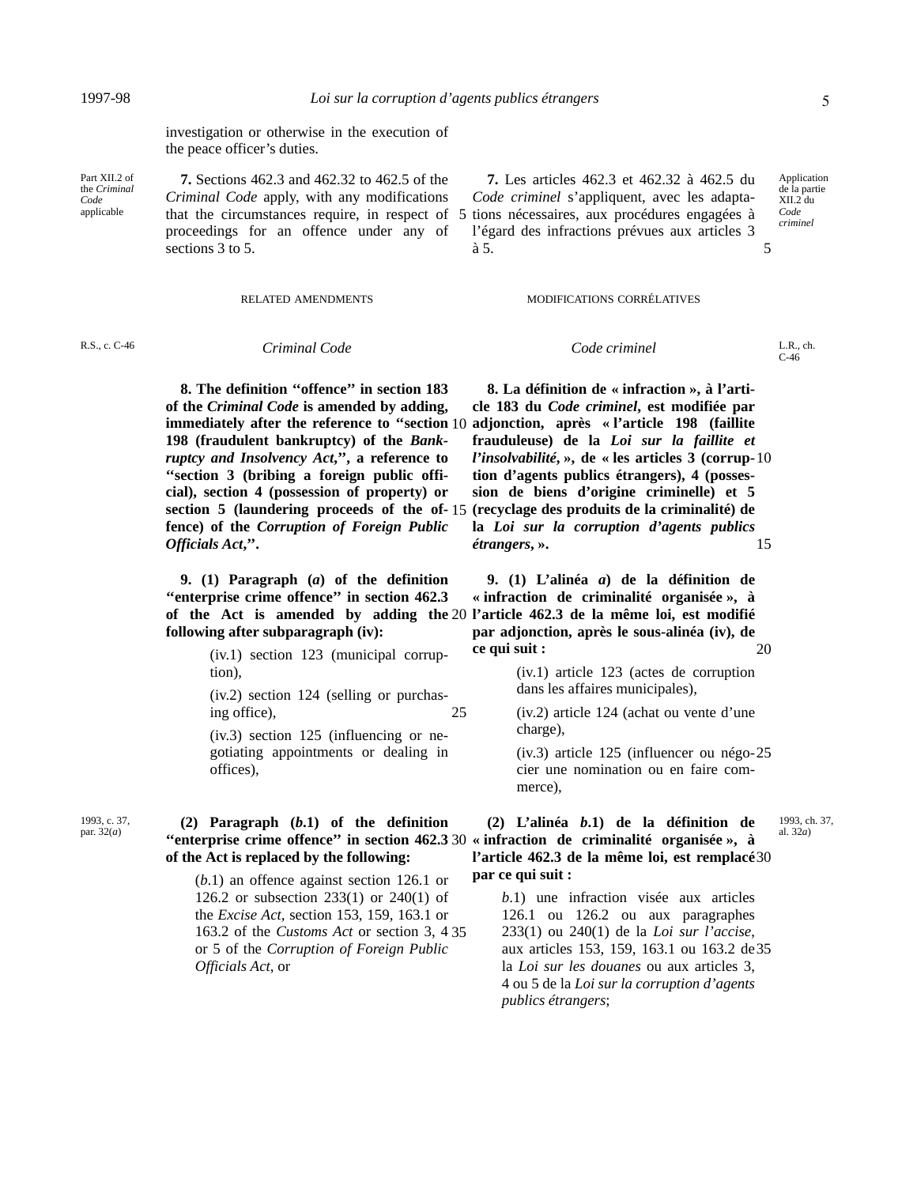investigation or otherwise in the execution of the peace officer's duties.

Part XII.2 of the *Criminal Code* applicable

**7.** Sections 462.3 and 462.32 to 462.5 of the *Criminal Code* apply, with any modifications that the circumstances require, in respect of proceedings for an offence under any of sections 3 to 5.

Application de la partie XII.2 du *Code criminel*

**7.** Les articles 462.3 et 462.32 à 462.5 du *Code criminel* s'appliquent, avec les adaptations nécessaires, aux procédures engagées à l'égard des infractions prévues aux articles 3 à 5.

RELATED AMENDMENTS

MODIFICATIONS CORRÉLATIVES

R.S., c. C-46

*Criminal Code*

L.R., ch. C-46

*Code criminel*

**8. The definition "offence" in section 183 of the *Criminal Code* is amended by adding, immediately after the reference to "section 198 (fraudulent bankruptcy) of the *Bankruptcy and Insolvency Act*,", a reference to "section 3 (bribing a foreign public official), section 4 (possession of property) or section 5 (laundering proceeds of the offence) of the *Corruption of Foreign Public Officials Act*,".**

**8. La définition de « infraction », à l'article 183 du *Code criminel*, est modifiée par adjonction, après « l'article 198 (faillite frauduleuse) de la *Loi sur la faillite et l'insolvabilité*, », de « les articles 3 (corruption d'agents publics étrangers), 4 (possession de biens d'origine criminelle) et 5 (recyclage des produits de la criminalité) de la *Loi sur la corruption d'agents publics étrangers*, ».**

**9. (1) Paragraph (*a*) of the definition "enterprise crime offence" in section 462.3 of the Act is amended by adding the following after subparagraph (iv):**

> (iv.1) section 123 (municipal corruption),
>
> (iv.2) section 124 (selling or purchasing office),
>
> (iv.3) section 125 (influencing or negotiating appointments or dealing in offices),

**9. (1) L'alinéa *a*) de la définition de « infraction de criminalité organisée », à l'article 462.3 de la même loi, est modifié par adjonction, après le sous-alinéa (iv), de ce qui suit :**

> (iv.1) article 123 (actes de corruption dans les affaires municipales),
>
> (iv.2) article 124 (achat ou vente d'une charge),
>
> (iv.3) article 125 (influencer ou négocier une nomination ou en faire commerce),

1993, c. 37, par. 32(*a*)

**(2) Paragraph (*b*.1) of the definition "enterprise crime offence" in section 462.3 of the Act is replaced by the following:**

> (*b*.1) an offence against section 126.1 or 126.2 or subsection 233(1) or 240(1) of the *Excise Act*, section 153, 159, 163.1 or 163.2 of the *Customs Act* or section 3, 4 or 5 of the *Corruption of Foreign Public Officials Act*, or

1993, ch. 37, al. 32*a*)

**(2) L'alinéa *b*.1) de la définition de « infraction de criminalité organisée », à l'article 462.3 de la même loi, est remplacé par ce qui suit :**

> *b*.1) une infraction visée aux articles 126.1 ou 126.2 ou aux paragraphes 233(1) ou 240(1) de la *Loi sur l'accise*, aux articles 153, 159, 163.1 ou 163.2 de la *Loi sur les douanes* ou aux articles 3, 4 ou 5 de la *Loi sur la corruption d'agents publics étrangers*;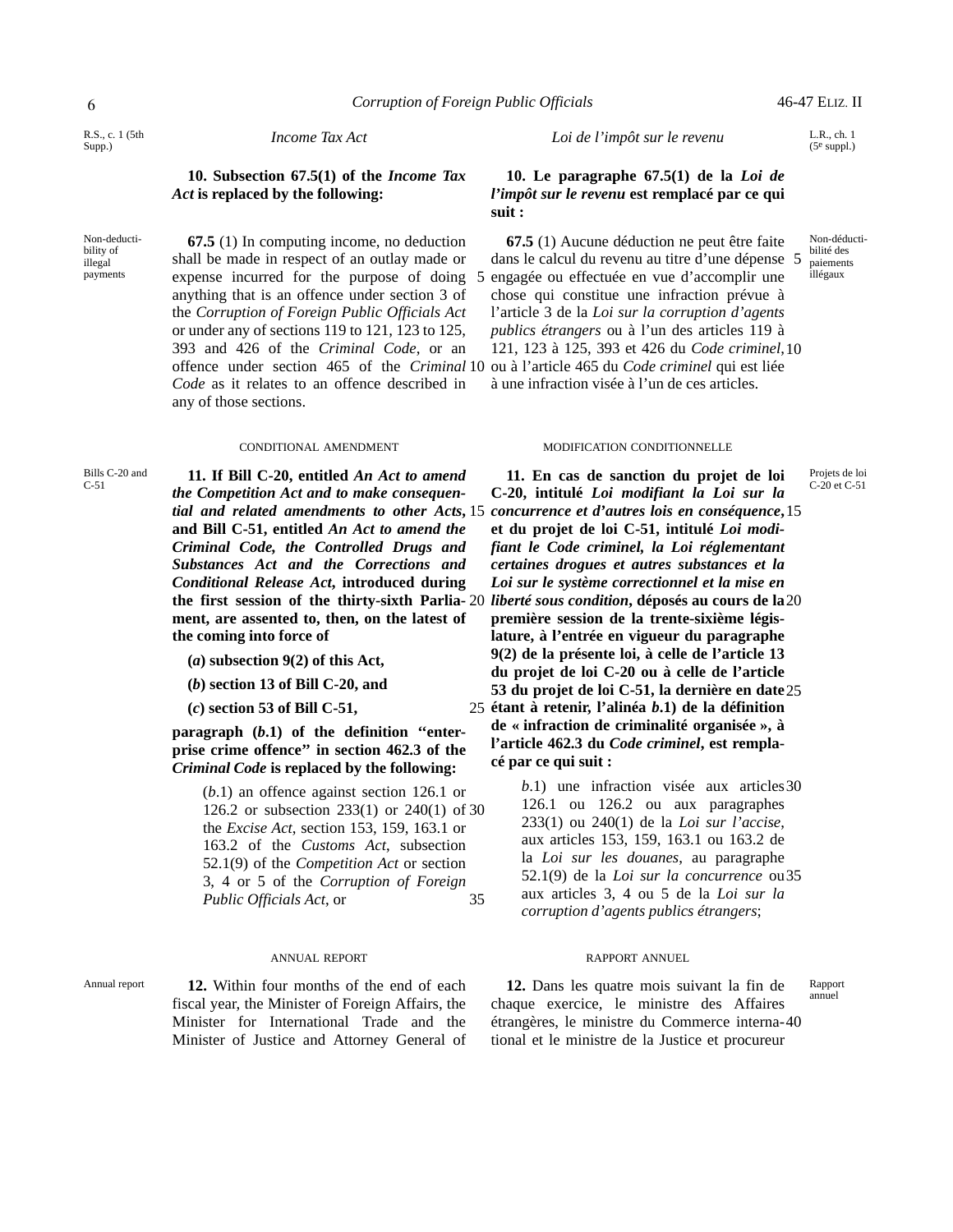R.S., c. 1 (5th Supp.)

*Income Tax Act*

**10. Subsection 67.5(1) of the *Income Tax Act* is replaced by the following:**

Non-deductibility of illegal payments

**67.5** (1) In computing income, no deduction shall be made in respect of an outlay made or expense incurred for the purpose of doing anything that is an offence under section 3 of the *Corruption of Foreign Public Officials Act* or under any of sections 119 to 121, 123 to 125, 393 and 426 of the *Criminal Code*, or an offence under section 465 of the *Criminal Code* as it relates to an offence described in any of those sections.

CONDITIONAL AMENDMENT

Bills C-20 and C-51

**11. If Bill C-20, entitled *An Act to amend the Competition Act and to make consequential and related amendments to other Acts*, and Bill C-51, entitled *An Act to amend the Criminal Code, the Controlled Drugs and Substances Act and the Corrections and Conditional Release Act*, introduced during the first session of the thirty-sixth Parliament, are assented to, then, on the latest of the coming into force of**

**(*a*) subsection 9(2) of this Act,**

**(*b*) section 13 of Bill C-20, and**

**(*c*) section 53 of Bill C-51,**

**paragraph (*b*.1) of the definition "enterprise crime offence" in section 462.3 of the *Criminal Code* is replaced by the following:**

(*b*.1) an offence against section 126.1 or 126.2 or subsection 233(1) or 240(1) of the *Excise Act*, section 153, 159, 163.1 or 163.2 of the *Customs Act*, subsection 52.1(9) of the *Competition Act* or section 3, 4 or 5 of the *Corruption of Foreign Public Officials Act*, or

ANNUAL REPORT

Annual report

**12.** Within four months of the end of each fiscal year, the Minister of Foreign Affairs, the Minister for International Trade and the Minister of Justice and Attorney General of

L.R., ch. 1 (5e suppl.)

*Loi de l'impôt sur le revenu*

**10. Le paragraphe 67.5(1) de la *Loi de l'impôt sur le revenu* est remplacé par ce qui suit :**

Non-déductibilité des paiements illégaux

**67.5** (1) Aucune déduction ne peut être faite dans le calcul du revenu au titre d'une dépense engagée ou effectuée en vue d'accomplir une chose qui constitue une infraction prévue à l'article 3 de la *Loi sur la corruption d'agents publics étrangers* ou à l'un des articles 119 à 121, 123 à 125, 393 et 426 du *Code criminel*, ou à l'article 465 du *Code criminel* qui est liée à une infraction visée à l'un de ces articles.

MODIFICATION CONDITIONNELLE

Projets de loi C-20 et C-51

**11. En cas de sanction du projet de loi C-20, intitulé *Loi modifiant la Loi sur la concurrence et d'autres lois en conséquence*, et du projet de loi C-51, intitulé *Loi modifiant le Code criminel, la Loi réglementant certaines drogues et autres substances et la Loi sur le système correctionnel et la mise en liberté sous condition*, déposés au cours de la première session de la trente-sixième législature, à l'entrée en vigueur du paragraphe 9(2) de la présente loi, à celle de l'article 13 du projet de loi C-20 ou à celle de l'article 53 du projet de loi C-51, la dernière en date étant à retenir, l'alinéa *b*.1) de la définition de « infraction de criminalité organisée », à l'article 462.3 du *Code criminel*, est remplacé par ce qui suit :**

*b*.1) une infraction visée aux articles 126.1 ou 126.2 ou aux paragraphes 233(1) ou 240(1) de la *Loi sur l'accise*, aux articles 153, 159, 163.1 ou 163.2 de la *Loi sur les douanes*, au paragraphe 52.1(9) de la *Loi sur la concurrence* ou aux articles 3, 4 ou 5 de la *Loi sur la corruption d'agents publics étrangers*;

RAPPORT ANNUEL

Rapport annuel

**12.** Dans les quatre mois suivant la fin de chaque exercice, le ministre des Affaires étrangères, le ministre du Commerce international et le ministre de la Justice et procureur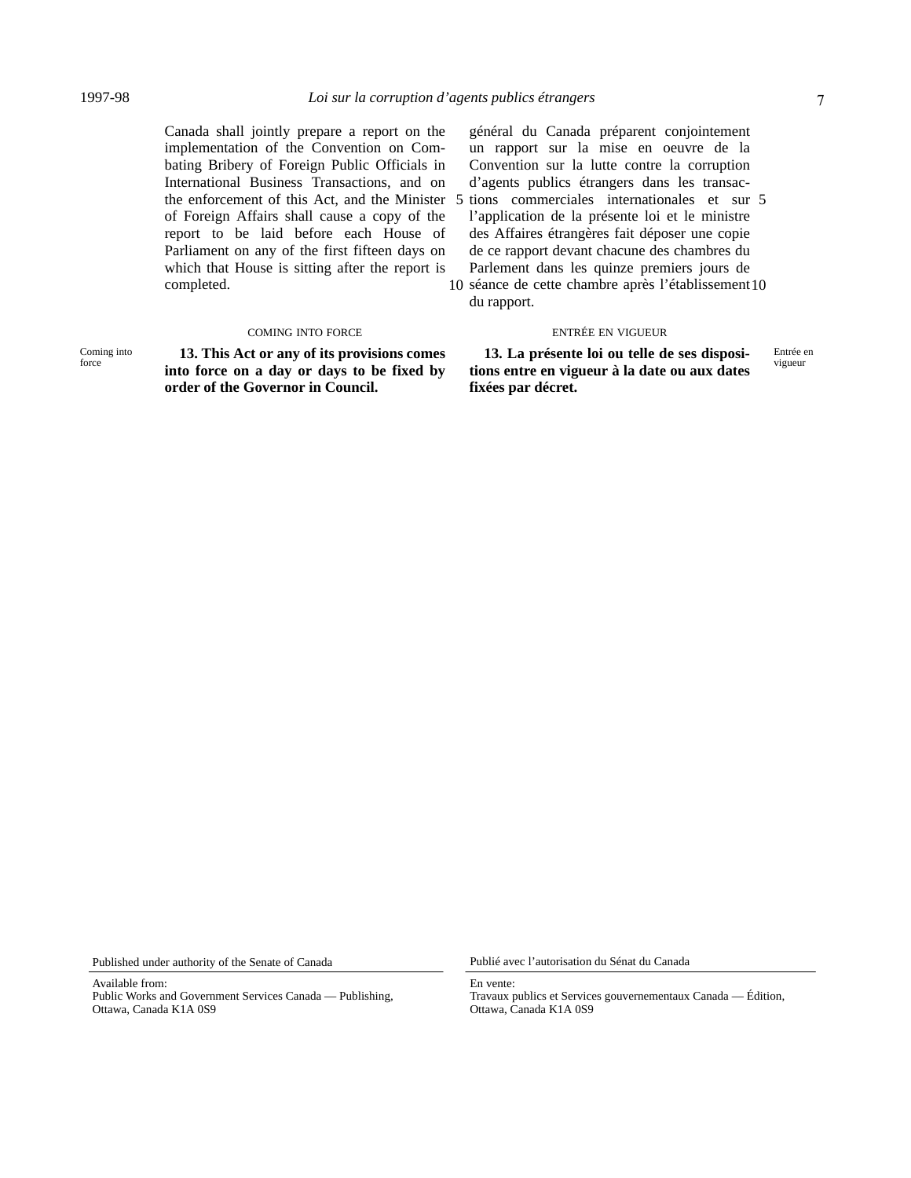Canada shall jointly prepare a report on the implementation of the Convention on Combating Bribery of Foreign Public Officials in International Business Transactions, and on the enforcement of this Act, and the Minister of Foreign Affairs shall cause a copy of the report to be laid before each House of Parliament on any of the first fifteen days on which that House is sitting after the report is completed.

général du Canada préparent conjointement un rapport sur la mise en oeuvre de la Convention sur la lutte contre la corruption d'agents publics étrangers dans les transactions commerciales internationales et sur l'application de la présente loi et le ministre des Affaires étrangères fait déposer une copie de ce rapport devant chacune des chambres du Parlement dans les quinze premiers jours de séance de cette chambre après l'établissement du rapport.

COMING INTO FORCE

Coming into force

**13. This Act or any of its provisions comes into force on a day or days to be fixed by order of the Governor in Council.**

ENTRÉE EN VIGUEUR

Entrée en vigueur

**13. La présente loi ou telle de ses dispositions entre en vigueur à la date ou aux dates fixées par décret.**

Published under authority of the Senate of Canada

Available from:
Public Works and Government Services Canada — Publishing,
Ottawa, Canada K1A 0S9

Publié avec l'autorisation du Sénat du Canada

En vente:
Travaux publics et Services gouvernementaux Canada — Édition,
Ottawa, Canada K1A 0S9